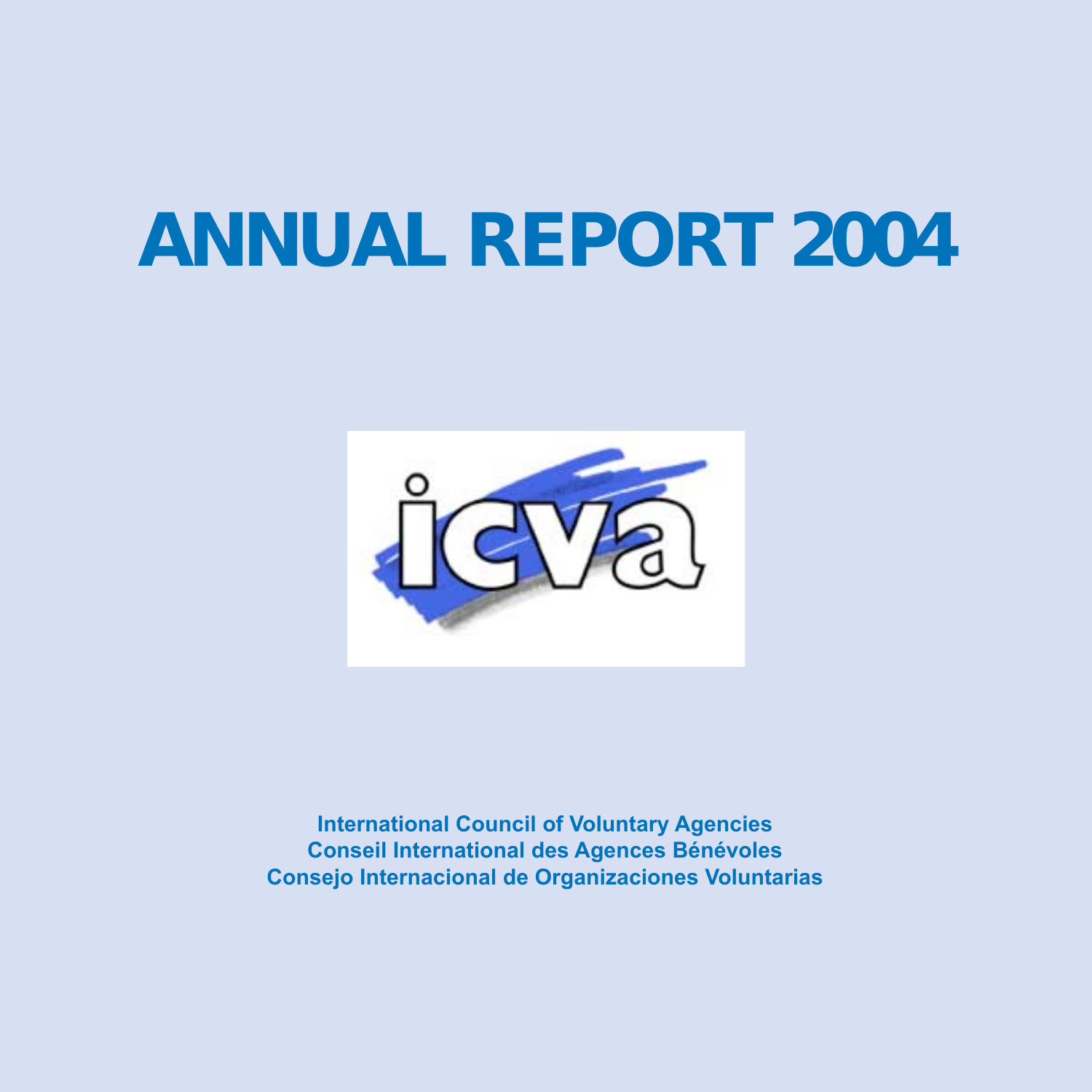# ANNUAL REPORT 2004

**International Council of Voluntary Agencies**
**Conseil International des Agences Bénévoles**
**Consejo Internacional de Organizaciones Voluntarias**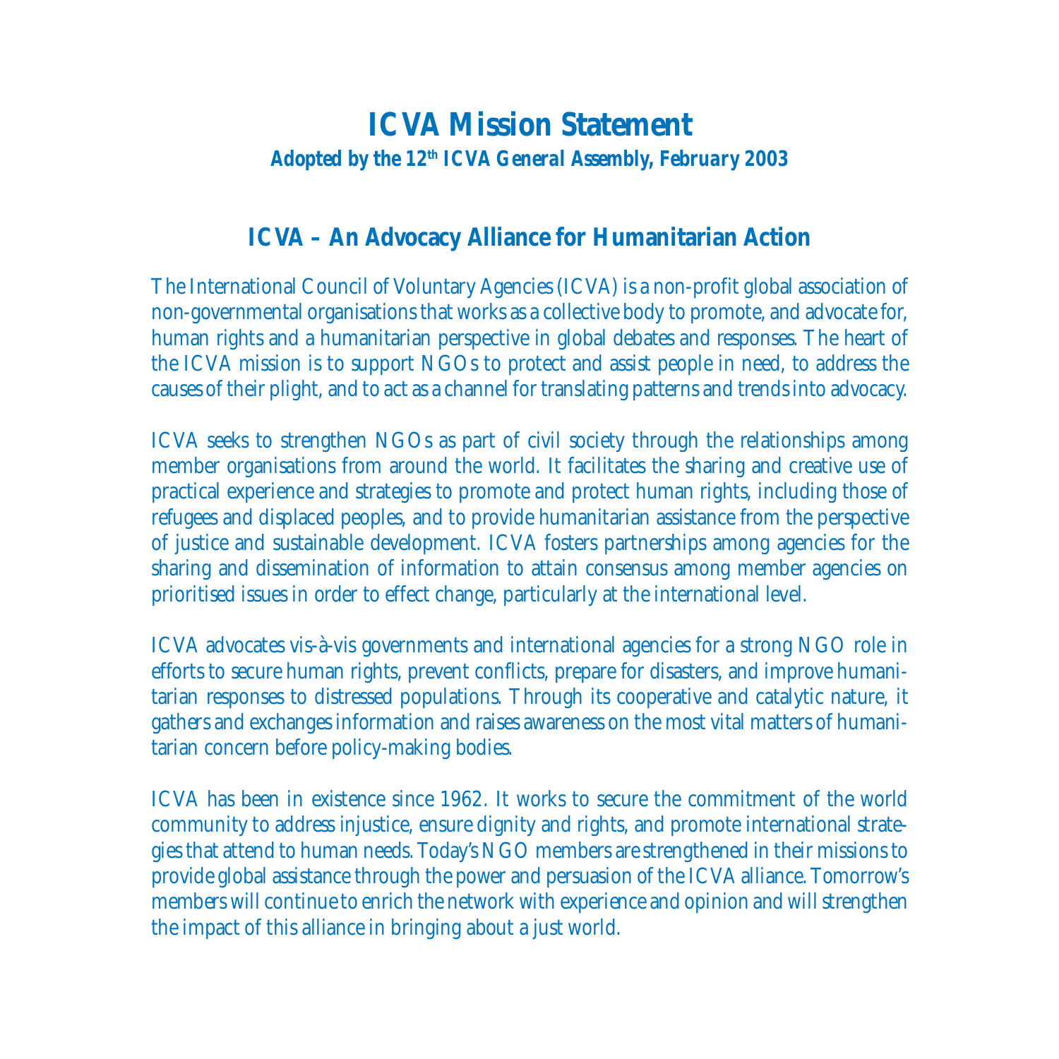# ICVA Mission Statement

*Adopted by the 12th ICVA General Assembly, February 2003*

## ICVA – An Advocacy Alliance for Humanitarian Action

The International Council of Voluntary Agencies (ICVA) is a non-profit global association of non-governmental organisations that works as a collective body to promote, and advocate for, human rights and a humanitarian perspective in global debates and responses. The heart of the ICVA mission is to support NGOs to protect and assist people in need, to address the causes of their plight, and to act as a channel for translating patterns and trends into advocacy.

ICVA seeks to strengthen NGOs as part of civil society through the relationships among member organisations from around the world. It facilitates the sharing and creative use of practical experience and strategies to promote and protect human rights, including those of refugees and displaced peoples, and to provide humanitarian assistance from the perspective of justice and sustainable development. ICVA fosters partnerships among agencies for the sharing and dissemination of information to attain consensus among member agencies on prioritised issues in order to effect change, particularly at the international level.

ICVA advocates vis-à-vis governments and international agencies for a strong NGO role in efforts to secure human rights, prevent conflicts, prepare for disasters, and improve humanitarian responses to distressed populations. Through its cooperative and catalytic nature, it gathers and exchanges information and raises awareness on the most vital matters of humanitarian concern before policy-making bodies.

ICVA has been in existence since 1962. It works to secure the commitment of the world community to address injustice, ensure dignity and rights, and promote international strategies that attend to human needs. Today's NGO members are strengthened in their missions to provide global assistance through the power and persuasion of the ICVA alliance. Tomorrow's members will continue to enrich the network with experience and opinion and will strengthen the impact of this alliance in bringing about a just world.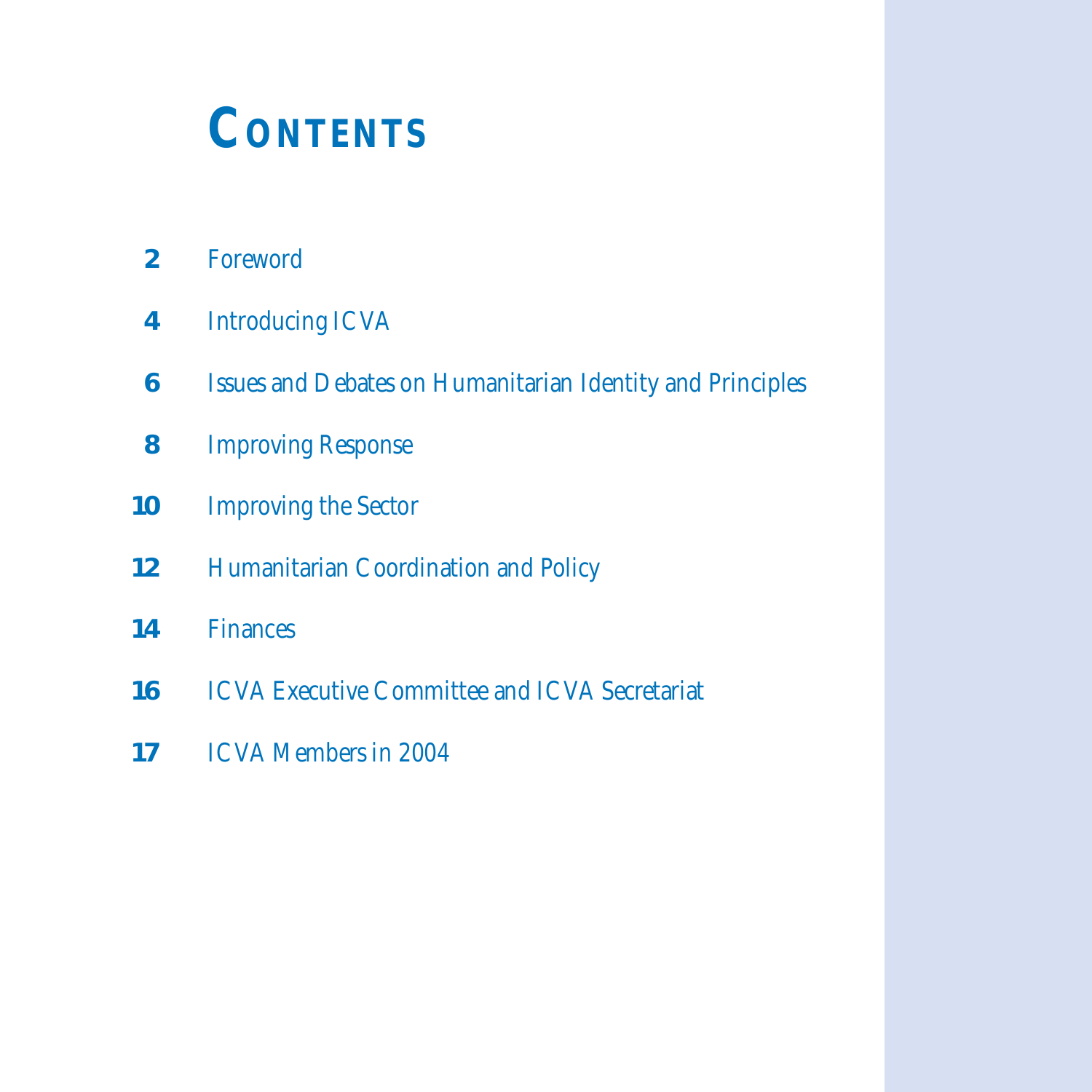# CONTENTS

| | |
|---|---|
| 2 | Foreword |
| 4 | Introducing ICVA |
| 6 | Issues and Debates on Humanitarian Identity and Principles |
| 8 | Improving Response |
| 10 | Improving the Sector |
| 12 | Humanitarian Coordination and Policy |
| 14 | Finances |
| 16 | ICVA Executive Committee and ICVA Secretariat |
| 17 | ICVA Members in 2004 |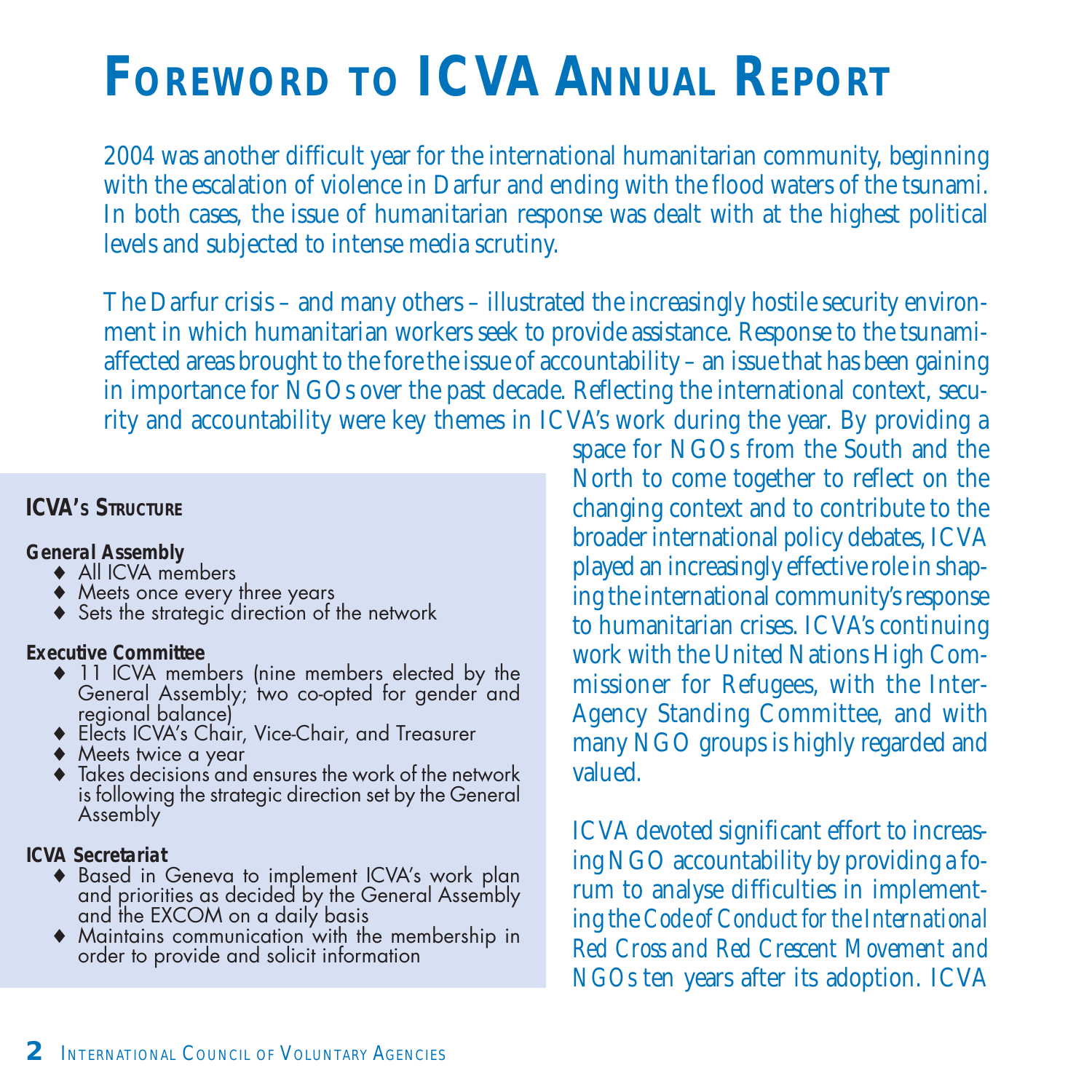# Foreword to ICVA Annual Report

2004 was another difficult year for the international humanitarian community, beginning with the escalation of violence in Darfur and ending with the flood waters of the tsunami. In both cases, the issue of humanitarian response was dealt with at the highest political levels and subjected to intense media scrutiny.

The Darfur crisis – and many others – illustrated the increasingly hostile security environment in which humanitarian workers seek to provide assistance. Response to the tsunami-affected areas brought to the fore the issue of accountability – an issue that has been gaining in importance for NGOs over the past decade. Reflecting the international context, security and accountability were key themes in ICVA's work during the year. By providing a space for NGOs from the South and the North to come together to reflect on the changing context and to contribute to the broader international policy debates, ICVA played an increasingly effective role in shaping the international community's response to humanitarian crises. ICVA's continuing work with the United Nations High Commissioner for Refugees, with the Inter-Agency Standing Committee, and with many NGO groups is highly regarded and valued.

ICVA devoted significant effort to increasing NGO accountability by providing a forum to analyse difficulties in implementing the *Code of Conduct for the International Red Cross and Red Crescent Movement and NGOs* ten years after its adoption. ICVA

### ICVA's Structure

**General Assembly**

- All ICVA members
- Meets once every three years
- Sets the strategic direction of the network

**Executive Committee**

- 11 ICVA members (nine members elected by the General Assembly; two co-opted for gender and regional balance)
- Elects ICVA's Chair, Vice-Chair, and Treasurer
- Meets twice a year
- Takes decisions and ensures the work of the network is following the strategic direction set by the General Assembly

**ICVA Secretariat**

- Based in Geneva to implement ICVA's work plan and priorities as decided by the General Assembly and the EXCOM on a daily basis
- Maintains communication with the membership in order to provide and solicit information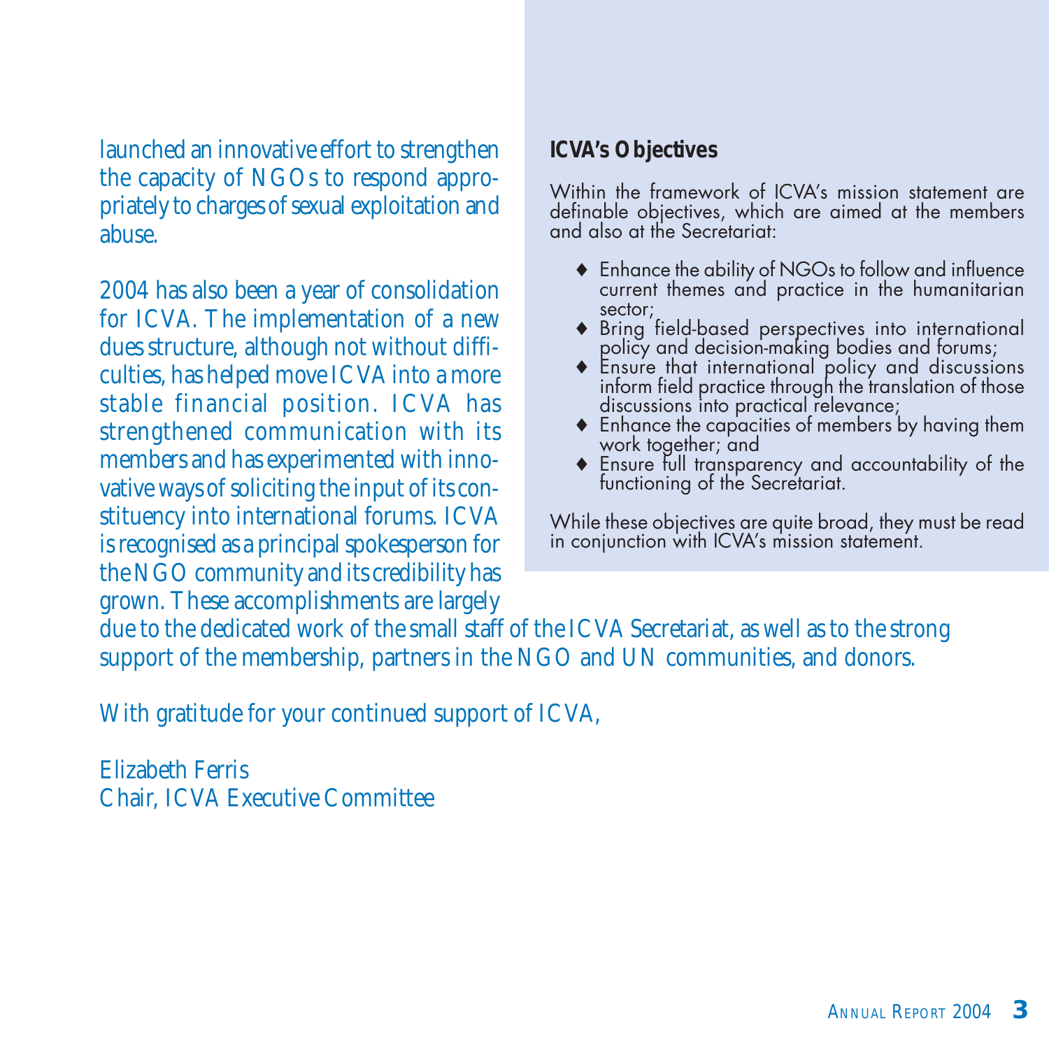launched an innovative effort to strengthen the capacity of NGOs to respond appropriately to charges of sexual exploitation and abuse.

2004 has also been a year of consolidation for ICVA. The implementation of a new dues structure, although not without difficulties, has helped move ICVA into a more stable financial position. ICVA has strengthened communication with its members and has experimented with innovative ways of soliciting the input of its constituency into international forums. ICVA is recognised as a principal spokesperson for the NGO community and its credibility has grown. These accomplishments are largely due to the dedicated work of the small staff of the ICVA Secretariat, as well as to the strong support of the membership, partners in the NGO and UN communities, and donors.

With gratitude for your continued support of ICVA,

Elizabeth Ferris
Chair, ICVA Executive Committee

### ICVA's Objectives

Within the framework of ICVA's mission statement are definable objectives, which are aimed at the members and also at the Secretariat:

- Enhance the ability of NGOs to follow and influence current themes and practice in the humanitarian sector;
- Bring field-based perspectives into international policy and decision-making bodies and forums;
- Ensure that international policy and discussions inform field practice through the translation of those discussions into practical relevance;
- Enhance the capacities of members by having them work together; and
- Ensure full transparency and accountability of the functioning of the Secretariat.

While these objectives are quite broad, they must be read in conjunction with ICVA's mission statement.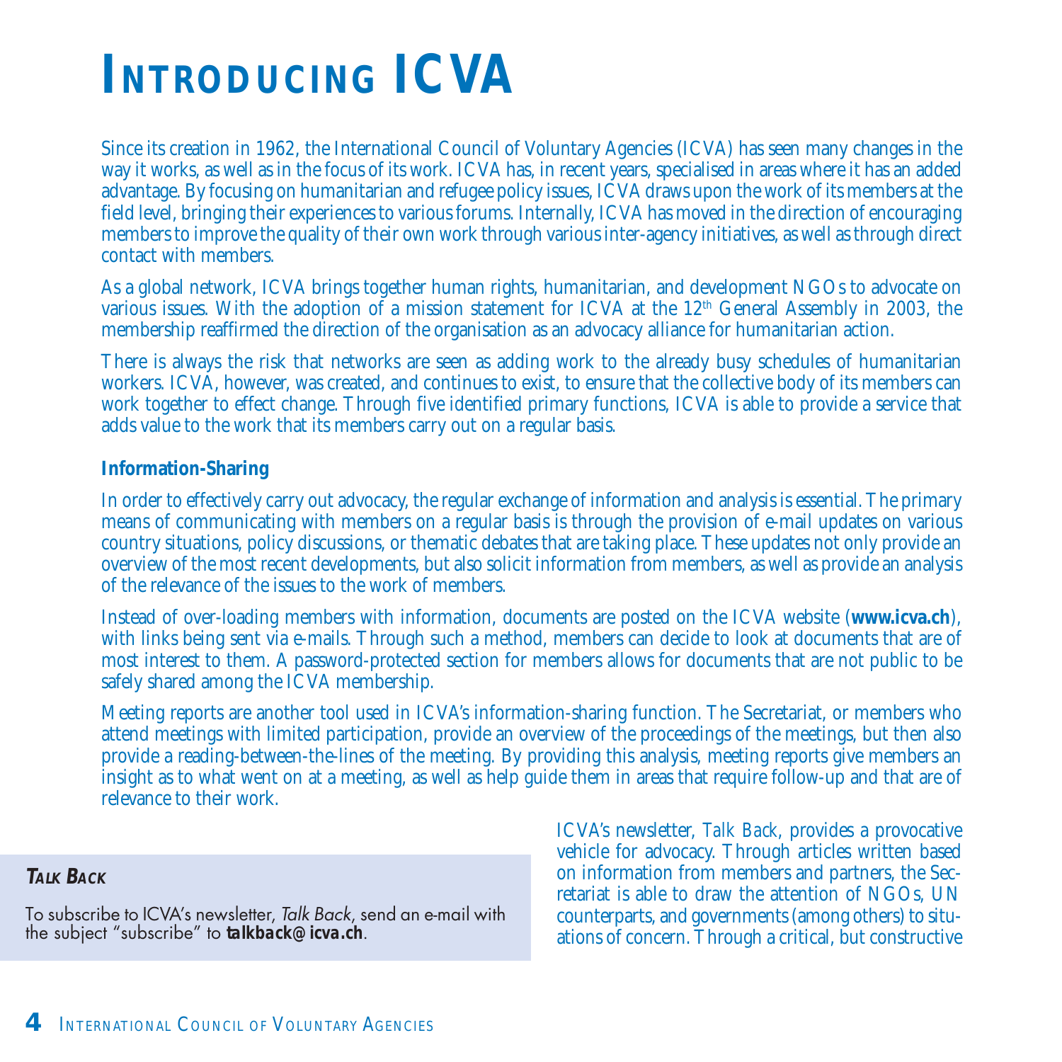# Introducing ICVA

Since its creation in 1962, the International Council of Voluntary Agencies (ICVA) has seen many changes in the way it works, as well as in the focus of its work. ICVA has, in recent years, specialised in areas where it has an added advantage. By focusing on humanitarian and refugee policy issues, ICVA draws upon the work of its members at the field level, bringing their experiences to various forums. Internally, ICVA has moved in the direction of encouraging members to improve the quality of their own work through various inter-agency initiatives, as well as through direct contact with members.

As a global network, ICVA brings together human rights, humanitarian, and development NGOs to advocate on various issues. With the adoption of a mission statement for ICVA at the 12th General Assembly in 2003, the membership reaffirmed the direction of the organisation as an advocacy alliance for humanitarian action.

There is always the risk that networks are seen as adding work to the already busy schedules of humanitarian workers. ICVA, however, was created, and continues to exist, to ensure that the collective body of its members can work together to effect change. Through five identified primary functions, ICVA is able to provide a service that adds value to the work that its members carry out on a regular basis.

### Information-Sharing

In order to effectively carry out advocacy, the regular exchange of information and analysis is essential. The primary means of communicating with members on a regular basis is through the provision of e-mail updates on various country situations, policy discussions, or thematic debates that are taking place. These updates not only provide an overview of the most recent developments, but also solicit information from members, as well as provide an analysis of the relevance of the issues to the work of members.

Instead of over-loading members with information, documents are posted on the ICVA website (**www.icva.ch**), with links being sent via e-mails. Through such a method, members can decide to look at documents that are of most interest to them. A password-protected section for members allows for documents that are not public to be safely shared among the ICVA membership.

Meeting reports are another tool used in ICVA's information-sharing function. The Secretariat, or members who attend meetings with limited participation, provide an overview of the proceedings of the meetings, but then also provide a reading-between-the-lines of the meeting. By providing this analysis, meeting reports give members an insight as to what went on at a meeting, as well as help guide them in areas that require follow-up and that are of relevance to their work.

ICVA's newsletter, *Talk Back*, provides a provocative vehicle for advocacy. Through articles written based on information from members and partners, the Secretariat is able to draw the attention of NGOs, UN counterparts, and governments (among others) to situations of concern. Through a critical, but constructive

> ***Talk Back***
>
> To subscribe to ICVA's newsletter, *Talk Back*, send an e-mail with the subject "subscribe" to **talkback@icva.ch**.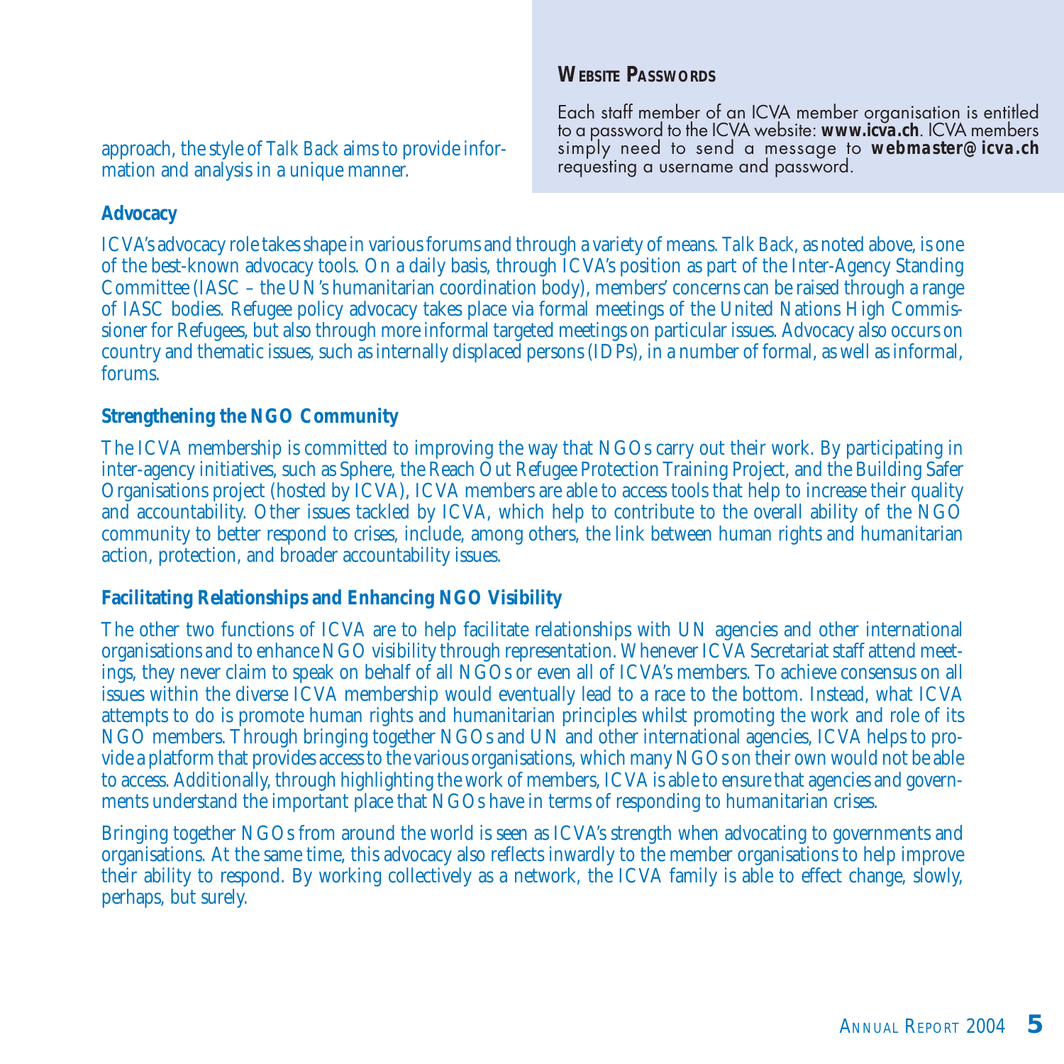approach, the style of *Talk Back* aims to provide information and analysis in a unique manner.

### Website Passwords

Each staff member of an ICVA member organisation is entitled to a password to the ICVA website: **www.icva.ch**. ICVA members simply need to send a message to **webmaster@icva.ch** requesting a username and password.

### Advocacy

ICVA's advocacy role takes shape in various forums and through a variety of means. *Talk Back*, as noted above, is one of the best-known advocacy tools. On a daily basis, through ICVA's position as part of the Inter-Agency Standing Committee (IASC – the UN's humanitarian coordination body), members' concerns can be raised through a range of IASC bodies. Refugee policy advocacy takes place via formal meetings of the United Nations High Commissioner for Refugees, but also through more informal targeted meetings on particular issues. Advocacy also occurs on country and thematic issues, such as internally displaced persons (IDPs), in a number of formal, as well as informal, forums.

### Strengthening the NGO Community

The ICVA membership is committed to improving the way that NGOs carry out their work. By participating in inter-agency initiatives, such as Sphere, the Reach Out Refugee Protection Training Project, and the Building Safer Organisations project (hosted by ICVA), ICVA members are able to access tools that help to increase their quality and accountability. Other issues tackled by ICVA, which help to contribute to the overall ability of the NGO community to better respond to crises, include, among others, the link between human rights and humanitarian action, protection, and broader accountability issues.

### Facilitating Relationships and Enhancing NGO Visibility

The other two functions of ICVA are to help facilitate relationships with UN agencies and other international organisations and to enhance NGO visibility through representation. Whenever ICVA Secretariat staff attend meetings, they never claim to speak on behalf of all NGOs or even all of ICVA's members. To achieve consensus on all issues within the diverse ICVA membership would eventually lead to a race to the bottom. Instead, what ICVA attempts to do is promote human rights and humanitarian principles whilst promoting the work and role of its NGO members. Through bringing together NGOs and UN and other international agencies, ICVA helps to provide a platform that provides access to the various organisations, which many NGOs on their own would not be able to access. Additionally, through highlighting the work of members, ICVA is able to ensure that agencies and governments understand the important place that NGOs have in terms of responding to humanitarian crises.

Bringing together NGOs from around the world is seen as ICVA's strength when advocating to governments and organisations. At the same time, this advocacy also reflects inwardly to the member organisations to help improve their ability to respond. By working collectively as a network, the ICVA family is able to effect change, slowly, perhaps, but surely.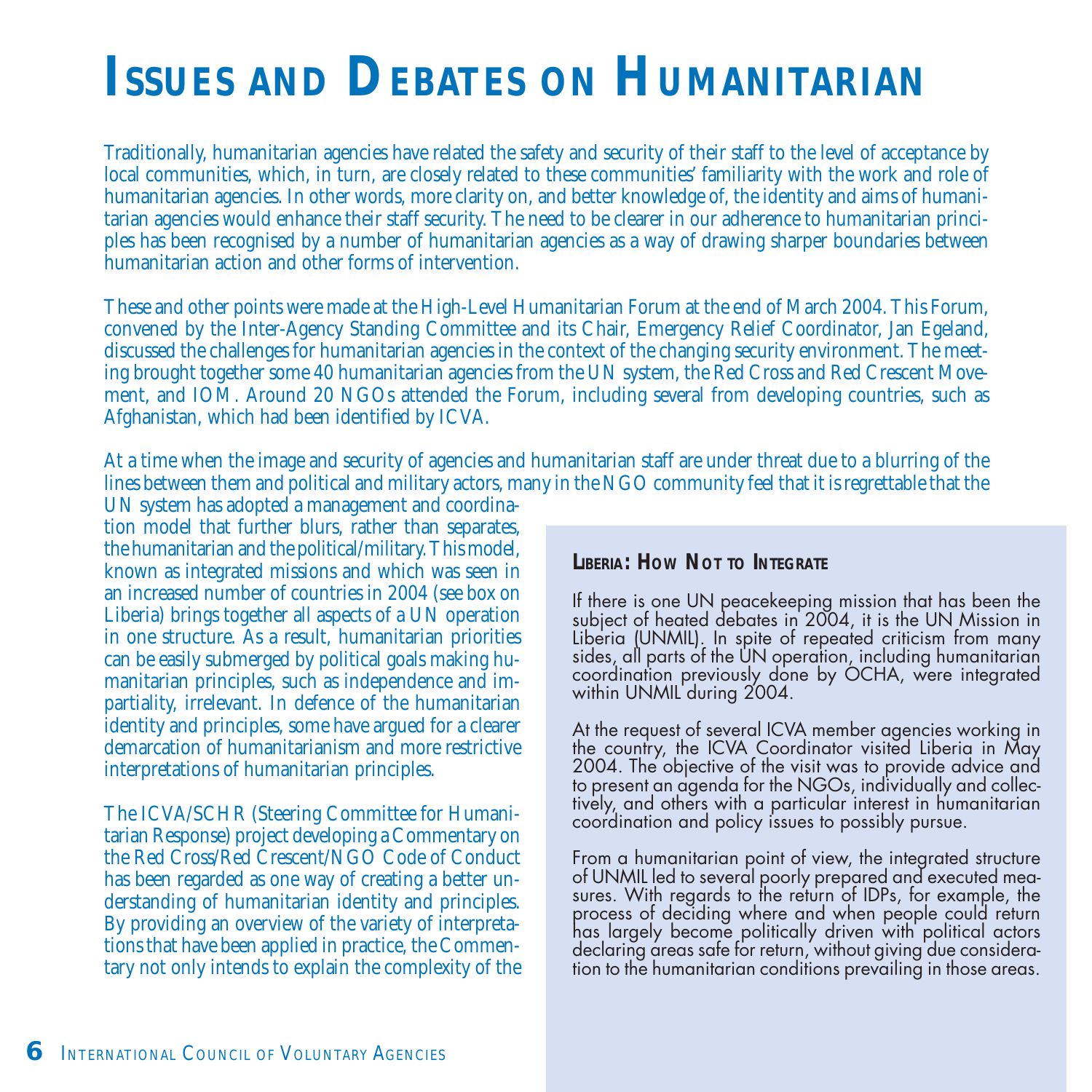# Issues and Debates on Humanitarian

Traditionally, humanitarian agencies have related the safety and security of their staff to the level of acceptance by local communities, which, in turn, are closely related to these communities' familiarity with the work and role of humanitarian agencies. In other words, more clarity on, and better knowledge of, the identity and aims of humanitarian agencies would enhance their staff security. The need to be clearer in our adherence to humanitarian principles has been recognised by a number of humanitarian agencies as a way of drawing sharper boundaries between humanitarian action and other forms of intervention.

These and other points were made at the High-Level Humanitarian Forum at the end of March 2004. This Forum, convened by the Inter-Agency Standing Committee and its Chair, Emergency Relief Coordinator, Jan Egeland, discussed the challenges for humanitarian agencies in the context of the changing security environment. The meeting brought together some 40 humanitarian agencies from the UN system, the Red Cross and Red Crescent Movement, and IOM. Around 20 NGOs attended the Forum, including several from developing countries, such as Afghanistan, which had been identified by ICVA.

At a time when the image and security of agencies and humanitarian staff are under threat due to a blurring of the lines between them and political and military actors, many in the NGO community feel that it is regrettable that the UN system has adopted a management and coordination model that further blurs, rather than separates, the humanitarian and the political/military. This model, known as integrated missions and which was seen in an increased number of countries in 2004 (see box on Liberia) brings together all aspects of a UN operation in one structure. As a result, humanitarian priorities can be easily submerged by political goals making humanitarian principles, such as independence and impartiality, irrelevant. In defence of the humanitarian identity and principles, some have argued for a clearer demarcation of humanitarianism and more restrictive interpretations of humanitarian principles.

The ICVA/SCHR (Steering Committee for Humanitarian Response) project developing a Commentary on the Red Cross/Red Crescent/NGO Code of Conduct has been regarded as one way of creating a better understanding of humanitarian identity and principles. By providing an overview of the variety of interpretations that have been applied in practice, the Commentary not only intends to explain the complexity of the

### Liberia: How Not to Integrate

If there is one UN peacekeeping mission that has been the subject of heated debates in 2004, it is the UN Mission in Liberia (UNMIL). In spite of repeated criticism from many sides, all parts of the UN operation, including humanitarian coordination previously done by OCHA, were integrated within UNMIL during 2004.

At the request of several ICVA member agencies working in the country, the ICVA Coordinator visited Liberia in May 2004. The objective of the visit was to provide advice and to present an agenda for the NGOs, individually and collectively, and others with a particular interest in humanitarian coordination and policy issues to possibly pursue.

From a humanitarian point of view, the integrated structure of UNMIL led to several poorly prepared and executed measures. With regards to the return of IDPs, for example, the process of deciding where and when people could return has largely become politically driven with political actors declaring areas safe for return, without giving due consideration to the humanitarian conditions prevailing in those areas.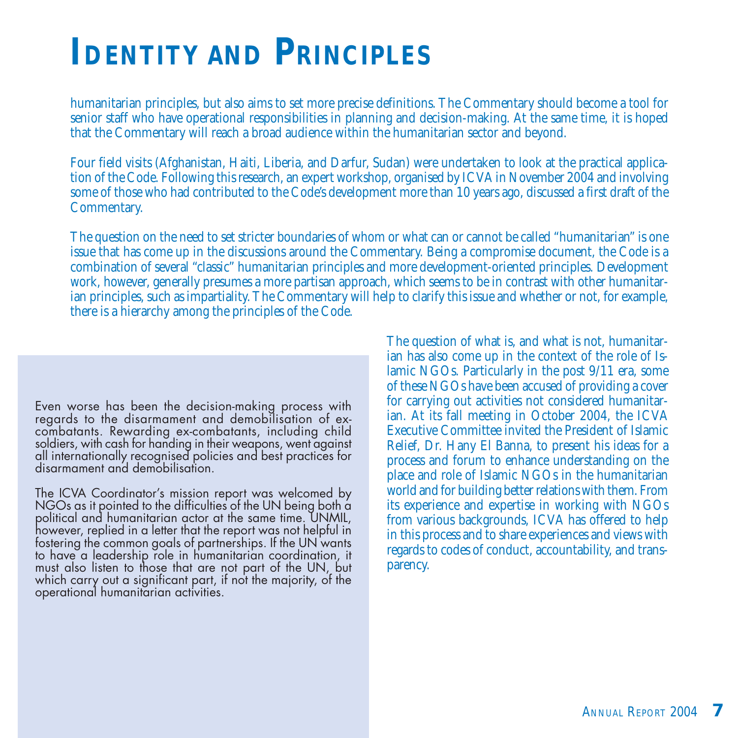# Identity and Principles

humanitarian principles, but also aims to set more precise definitions. The Commentary should become a tool for senior staff who have operational responsibilities in planning and decision-making. At the same time, it is hoped that the Commentary will reach a broad audience within the humanitarian sector and beyond.

Four field visits (Afghanistan, Haiti, Liberia, and Darfur, Sudan) were undertaken to look at the practical application of the Code. Following this research, an expert workshop, organised by ICVA in November 2004 and involving some of those who had contributed to the Code's development more than 10 years ago, discussed a first draft of the Commentary.

The question on the need to set stricter boundaries of whom or what can or cannot be called "humanitarian" is one issue that has come up in the discussions around the Commentary. Being a compromise document, the Code is a combination of several "classic" humanitarian principles and more development-oriented principles. Development work, however, generally presumes a more partisan approach, which seems to be in contrast with other humanitarian principles, such as impartiality. The Commentary will help to clarify this issue and whether or not, for example, there is a hierarchy among the principles of the Code.

Even worse has been the decision-making process with regards to the disarmament and demobilisation of ex-combatants. Rewarding ex-combatants, including child soldiers, with cash for handing in their weapons, went against all internationally recognised policies and best practices for disarmament and demobilisation.

The ICVA Coordinator's mission report was welcomed by NGOs as it pointed to the difficulties of the UN being both a political and humanitarian actor at the same time. UNMIL, however, replied in a letter that the report was not helpful in fostering the common goals of partnerships. If the UN wants to have a leadership role in humanitarian coordination, it must also listen to those that are not part of the UN, but which carry out a significant part, if not the majority, of the operational humanitarian activities.

The question of what is, and what is not, humanitarian has also come up in the context of the role of Islamic NGOs. Particularly in the post 9/11 era, some of these NGOs have been accused of providing a cover for carrying out activities not considered humanitarian. At its fall meeting in October 2004, the ICVA Executive Committee invited the President of Islamic Relief, Dr. Hany El Banna, to present his ideas for a process and forum to enhance understanding on the place and role of Islamic NGOs in the humanitarian world and for building better relations with them. From its experience and expertise in working with NGOs from various backgrounds, ICVA has offered to help in this process and to share experiences and views with regards to codes of conduct, accountability, and transparency.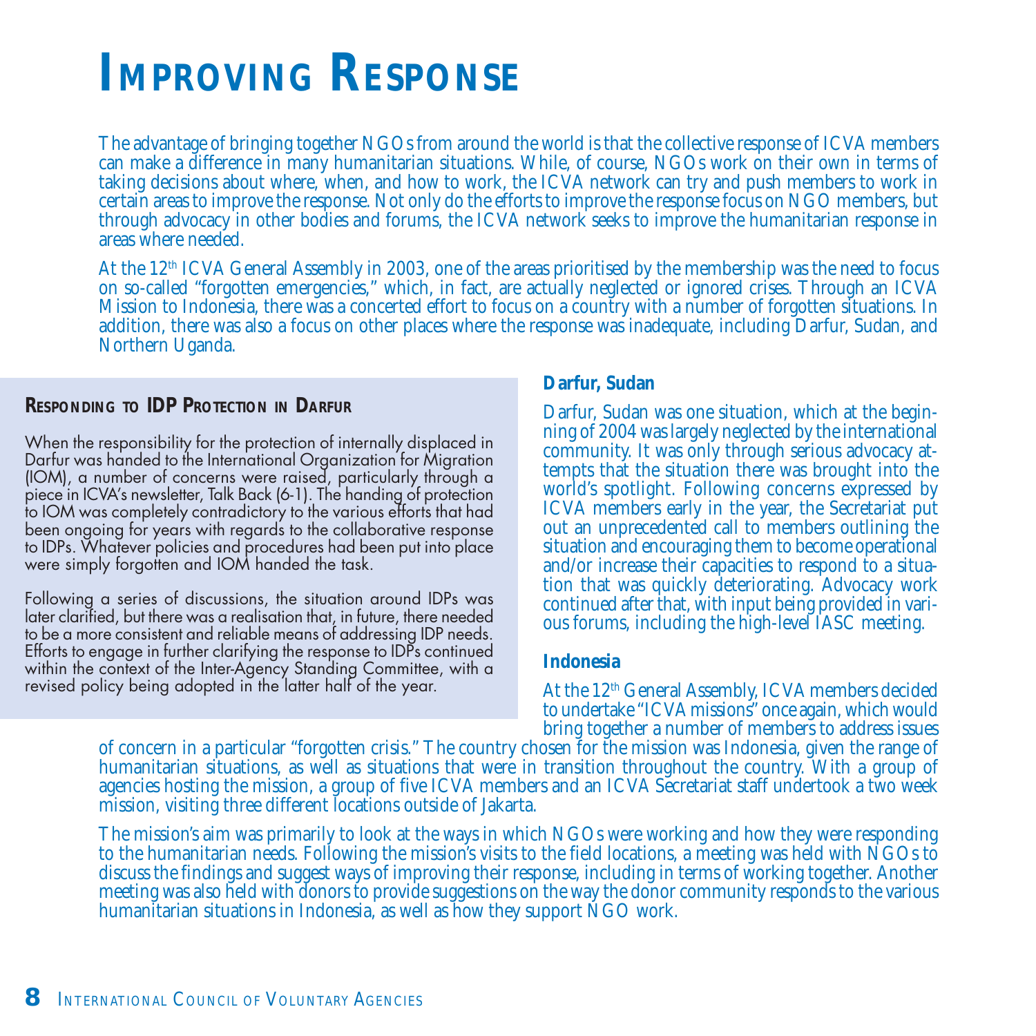# IMPROVING RESPONSE

The advantage of bringing together NGOs from around the world is that the collective response of ICVA members can make a difference in many humanitarian situations. While, of course, NGOs work on their own in terms of taking decisions about where, when, and how to work, the ICVA network can try and push members to work in certain areas to improve the response. Not only do the efforts to improve the response focus on NGO members, but through advocacy in other bodies and forums, the ICVA network seeks to improve the humanitarian response in areas where needed.

At the 12th ICVA General Assembly in 2003, one of the areas prioritised by the membership was the need to focus on so-called "forgotten emergencies," which, in fact, are actually neglected or ignored crises. Through an ICVA Mission to Indonesia, there was a concerted effort to focus on a country with a number of forgotten situations. In addition, there was also a focus on other places where the response was inadequate, including Darfur, Sudan, and Northern Uganda.

### RESPONDING TO IDP PROTECTION IN DARFUR

When the responsibility for the protection of internally displaced in Darfur was handed to the International Organization for Migration (IOM), a number of concerns were raised, particularly through a piece in ICVA's newsletter, Talk Back (6-1). The handing of protection to IOM was completely contradictory to the various efforts that had been ongoing for years with regards to the collaborative response to IDPs. Whatever policies and procedures had been put into place were simply forgotten and IOM handed the task.

Following a series of discussions, the situation around IDPs was later clarified, but there was a realisation that, in future, there needed to be a more consistent and reliable means of addressing IDP needs. Efforts to engage in further clarifying the response to IDPs continued within the context of the Inter-Agency Standing Committee, with a revised policy being adopted in the latter half of the year.

### Darfur, Sudan

Darfur, Sudan was one situation, which at the beginning of 2004 was largely neglected by the international community. It was only through serious advocacy attempts that the situation there was brought into the world's spotlight. Following concerns expressed by ICVA members early in the year, the Secretariat put out an unprecedented call to members outlining the situation and encouraging them to become operational and/or increase their capacities to respond to a situation that was quickly deteriorating. Advocacy work continued after that, with input being provided in various forums, including the high-level IASC meeting.

### Indonesia

At the 12th General Assembly, ICVA members decided to undertake "ICVA missions" once again, which would bring together a number of members to address issues of concern in a particular "forgotten crisis." The country chosen for the mission was Indonesia, given the range of humanitarian situations, as well as situations that were in transition throughout the country. With a group of agencies hosting the mission, a group of five ICVA members and an ICVA Secretariat staff undertook a two week mission, visiting three different locations outside of Jakarta.

The mission's aim was primarily to look at the ways in which NGOs were working and how they were responding to the humanitarian needs. Following the mission's visits to the field locations, a meeting was held with NGOs to discuss the findings and suggest ways of improving their response, including in terms of working together. Another meeting was also held with donors to provide suggestions on the way the donor community responds to the various humanitarian situations in Indonesia, as well as how they support NGO work.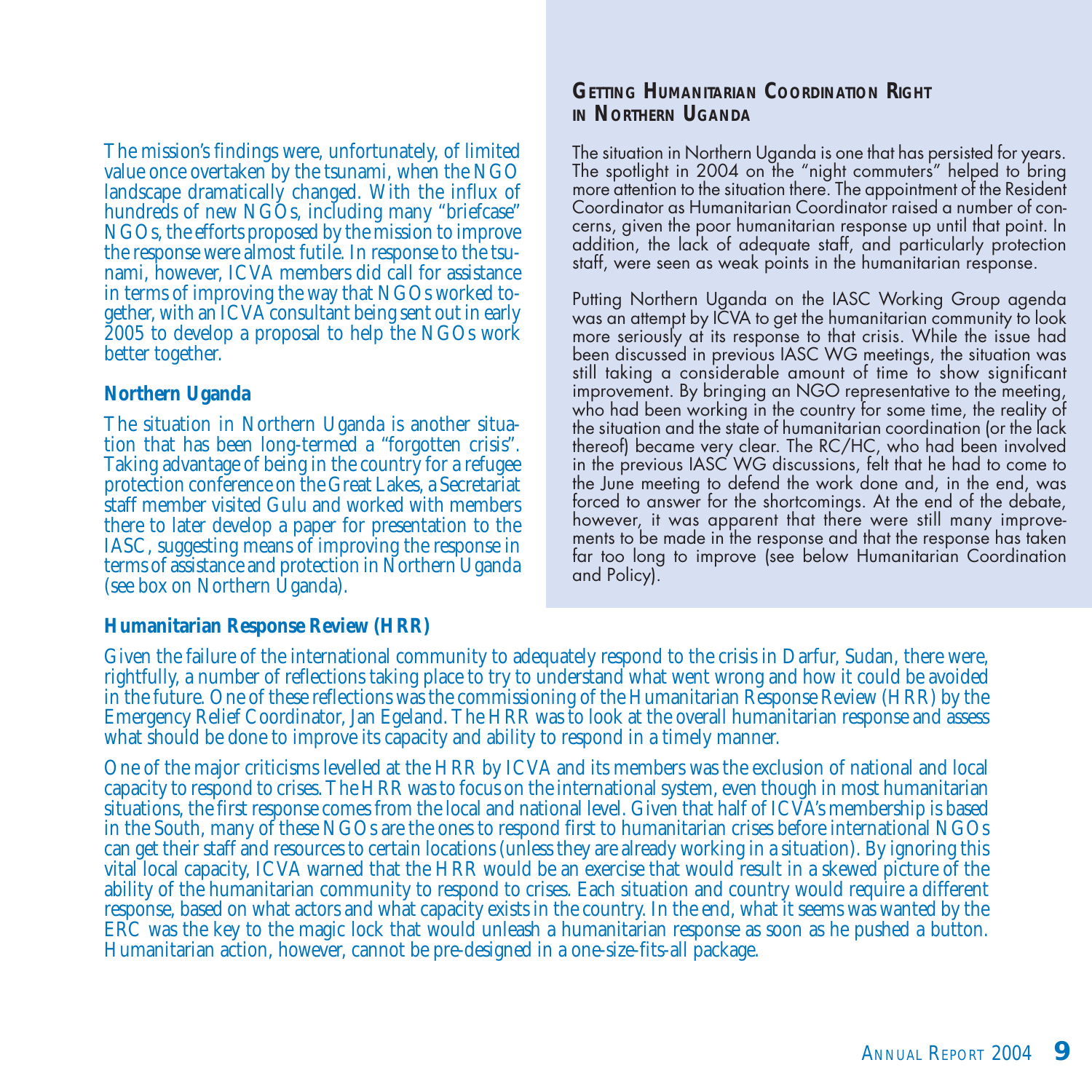The mission's findings were, unfortunately, of limited value once overtaken by the tsunami, when the NGO landscape dramatically changed. With the influx of hundreds of new NGOs, including many "briefcase" NGOs, the efforts proposed by the mission to improve the response were almost futile. In response to the tsunami, however, ICVA members did call for assistance in terms of improving the way that NGOs worked together, with an ICVA consultant being sent out in early 2005 to develop a proposal to help the NGOs work better together.

### Northern Uganda

The situation in Northern Uganda is another situation that has been long-termed a "forgotten crisis". Taking advantage of being in the country for a refugee protection conference on the Great Lakes, a Secretariat staff member visited Gulu and worked with members there to later develop a paper for presentation to the IASC, suggesting means of improving the response in terms of assistance and protection in Northern Uganda (see box on Northern Uganda).

> **GETTING HUMANITARIAN COORDINATION RIGHT IN NORTHERN UGANDA**
>
> The situation in Northern Uganda is one that has persisted for years. The spotlight in 2004 on the "night commuters" helped to bring more attention to the situation there. The appointment of the Resident Coordinator as Humanitarian Coordinator raised a number of concerns, given the poor humanitarian response up until that point. In addition, the lack of adequate staff, and particularly protection staff, were seen as weak points in the humanitarian response.
>
> Putting Northern Uganda on the IASC Working Group agenda was an attempt by ICVA to get the humanitarian community to look more seriously at its response to that crisis. While the issue had been discussed in previous IASC WG meetings, the situation was still taking a considerable amount of time to show significant improvement. By bringing an NGO representative to the meeting, who had been working in the country for some time, the reality of the situation and the state of humanitarian coordination (or the lack thereof) became very clear. The RC/HC, who had been involved in the previous IASC WG discussions, felt that he had to come to the June meeting to defend the work done and, in the end, was forced to answer for the shortcomings. At the end of the debate, however, it was apparent that there were still many improvements to be made in the response and that the response has taken far too long to improve (see below Humanitarian Coordination and Policy).

### Humanitarian Response Review (HRR)

Given the failure of the international community to adequately respond to the crisis in Darfur, Sudan, there were, rightfully, a number of reflections taking place to try to understand what went wrong and how it could be avoided in the future. One of these reflections was the commissioning of the Humanitarian Response Review (HRR) by the Emergency Relief Coordinator, Jan Egeland. The HRR was to look at the overall humanitarian response and assess what should be done to improve its capacity and ability to respond in a timely manner.

One of the major criticisms levelled at the HRR by ICVA and its members was the exclusion of national and local capacity to respond to crises. The HRR was to focus on the international system, even though in most humanitarian situations, the first response comes from the local and national level. Given that half of ICVA's membership is based in the South, many of these NGOs are the ones to respond first to humanitarian crises before international NGOs can get their staff and resources to certain locations (unless they are already working in a situation). By ignoring this vital local capacity, ICVA warned that the HRR would be an exercise that would result in a skewed picture of the ability of the humanitarian community to respond to crises. Each situation and country would require a different response, based on what actors and what capacity exists in the country. In the end, what it seems was wanted by the ERC was the key to the magic lock that would unleash a humanitarian response as soon as he pushed a button. Humanitarian action, however, cannot be pre-designed in a one-size-fits-all package.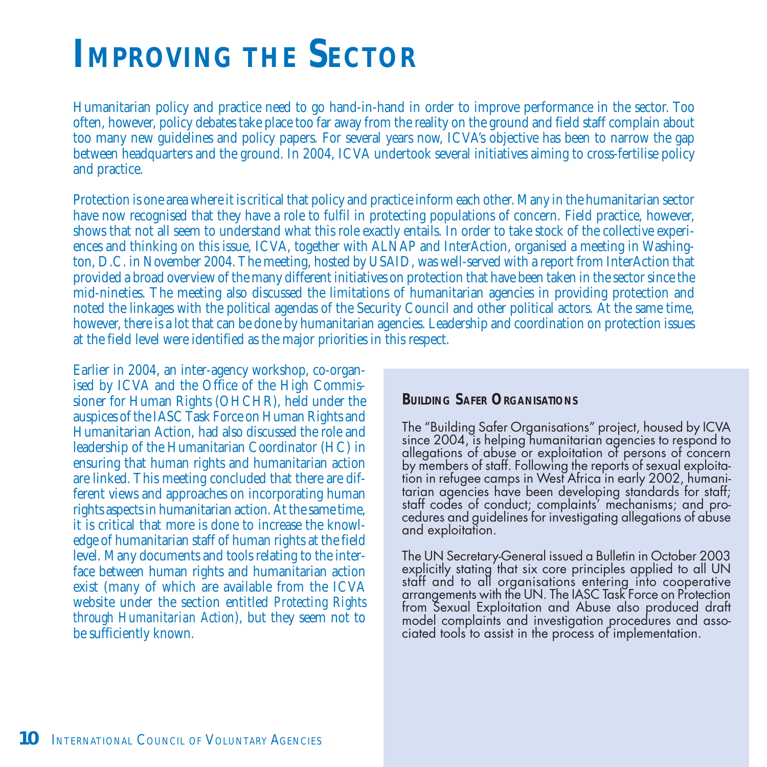# Improving the Sector

Humanitarian policy and practice need to go hand-in-hand in order to improve performance in the sector. Too often, however, policy debates take place too far away from the reality on the ground and field staff complain about too many new guidelines and policy papers. For several years now, ICVA's objective has been to narrow the gap between headquarters and the ground. In 2004, ICVA undertook several initiatives aiming to cross-fertilise policy and practice.

Protection is one area where it is critical that policy and practice inform each other. Many in the humanitarian sector have now recognised that they have a role to fulfil in protecting populations of concern. Field practice, however, shows that not all seem to understand what this role exactly entails. In order to take stock of the collective experiences and thinking on this issue, ICVA, together with ALNAP and InterAction, organised a meeting in Washington, D.C. in November 2004. The meeting, hosted by USAID, was well-served with a report from InterAction that provided a broad overview of the many different initiatives on protection that have been taken in the sector since the mid-nineties. The meeting also discussed the limitations of humanitarian agencies in providing protection and noted the linkages with the political agendas of the Security Council and other political actors. At the same time, however, there is a lot that can be done by humanitarian agencies. Leadership and coordination on protection issues at the field level were identified as the major priorities in this respect.

Earlier in 2004, an inter-agency workshop, co-organised by ICVA and the Office of the High Commissioner for Human Rights (OHCHR), held under the auspices of the IASC Task Force on Human Rights and Humanitarian Action, had also discussed the role and leadership of the Humanitarian Coordinator (HC) in ensuring that human rights and humanitarian action are linked. This meeting concluded that there are different views and approaches on incorporating human rights aspects in humanitarian action. At the same time, it is critical that more is done to increase the knowledge of humanitarian staff of human rights at the field level. Many documents and tools relating to the interface between human rights and humanitarian action exist (many of which are available from the ICVA website under the section entitled *Protecting Rights through Humanitarian Action*), but they seem not to be sufficiently known.

**Building Safer Organisations**

The "Building Safer Organisations" project, housed by ICVA since 2004, is helping humanitarian agencies to respond to allegations of abuse or exploitation of persons of concern by members of staff. Following the reports of sexual exploitation in refugee camps in West Africa in early 2002, humanitarian agencies have been developing standards for staff; staff codes of conduct; complaints' mechanisms; and procedures and guidelines for investigating allegations of abuse and exploitation.

The UN Secretary-General issued a Bulletin in October 2003 explicitly stating that six core principles applied to all UN staff and to all organisations entering into cooperative arrangements with the UN. The IASC Task Force on Protection from Sexual Exploitation and Abuse also produced draft model complaints and investigation procedures and associated tools to assist in the process of implementation.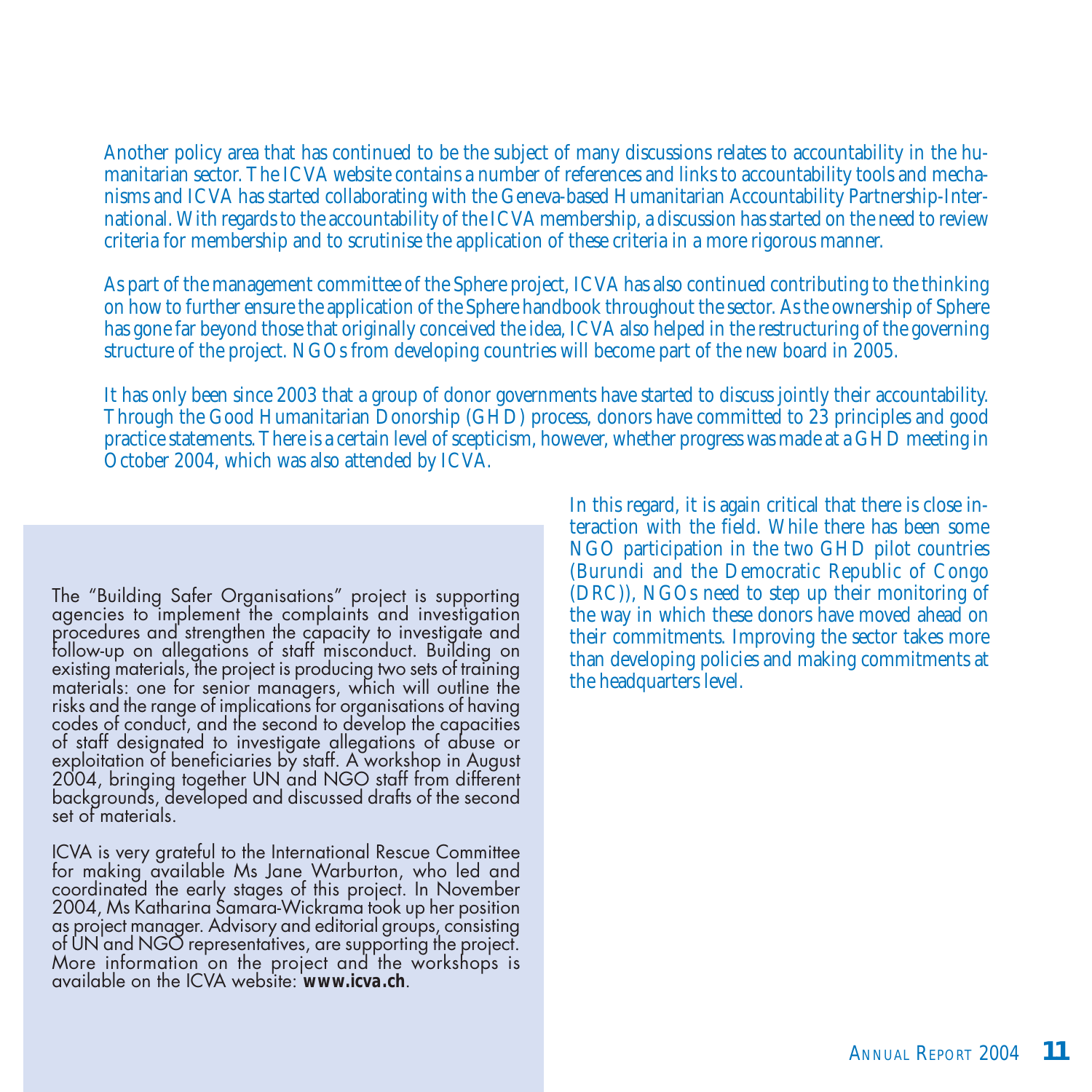Another policy area that has continued to be the subject of many discussions relates to accountability in the humanitarian sector. The ICVA website contains a number of references and links to accountability tools and mechanisms and ICVA has started collaborating with the Geneva-based Humanitarian Accountability Partnership-International. With regards to the accountability of the ICVA membership, a discussion has started on the need to review criteria for membership and to scrutinise the application of these criteria in a more rigorous manner.

As part of the management committee of the Sphere project, ICVA has also continued contributing to the thinking on how to further ensure the application of the Sphere handbook throughout the sector. As the ownership of Sphere has gone far beyond those that originally conceived the idea, ICVA also helped in the restructuring of the governing structure of the project. NGOs from developing countries will become part of the new board in 2005.

It has only been since 2003 that a group of donor governments have started to discuss jointly their accountability. Through the Good Humanitarian Donorship (GHD) process, donors have committed to 23 principles and good practice statements. There is a certain level of scepticism, however, whether progress was made at a GHD meeting in October 2004, which was also attended by ICVA.

In this regard, it is again critical that there is close interaction with the field. While there has been some NGO participation in the two GHD pilot countries (Burundi and the Democratic Republic of Congo (DRC)), NGOs need to step up their monitoring of the way in which these donors have moved ahead on their commitments. Improving the sector takes more than developing policies and making commitments at the headquarters level.

The "Building Safer Organisations" project is supporting agencies to implement the complaints and investigation procedures and strengthen the capacity to investigate and follow-up on allegations of staff misconduct. Building on existing materials, the project is producing two sets of training materials: one for senior managers, which will outline the risks and the range of implications for organisations of having codes of conduct, and the second to develop the capacities of staff designated to investigate allegations of abuse or exploitation of beneficiaries by staff. A workshop in August 2004, bringing together UN and NGO staff from different backgrounds, developed and discussed drafts of the second set of materials.

ICVA is very grateful to the International Rescue Committee for making available Ms Jane Warburton, who led and coordinated the early stages of this project. In November 2004, Ms Katharina Samara-Wickrama took up her position as project manager. Advisory and editorial groups, consisting of UN and NGO representatives, are supporting the project. More information on the project and the workshops is available on the ICVA website: **www.icva.ch**.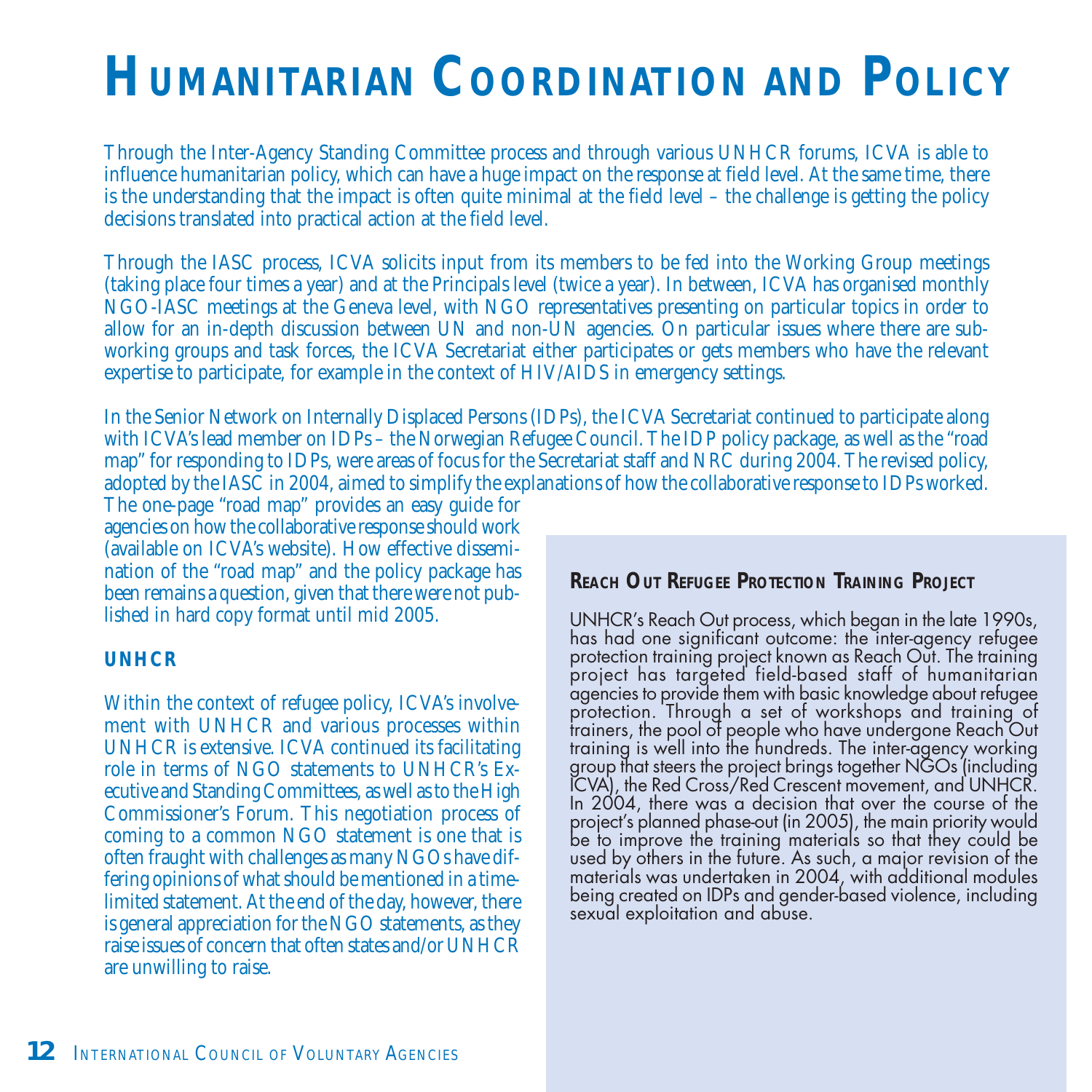# HUMANITARIAN COORDINATION AND POLICY

Through the Inter-Agency Standing Committee process and through various UNHCR forums, ICVA is able to influence humanitarian policy, which can have a huge impact on the response at field level. At the same time, there is the understanding that the impact is often quite minimal at the field level – the challenge is getting the policy decisions translated into practical action at the field level.

Through the IASC process, ICVA solicits input from its members to be fed into the Working Group meetings (taking place four times a year) and at the Principals level (twice a year). In between, ICVA has organised monthly NGO-IASC meetings at the Geneva level, with NGO representatives presenting on particular topics in order to allow for an in-depth discussion between UN and non-UN agencies. On particular issues where there are sub-working groups and task forces, the ICVA Secretariat either participates or gets members who have the relevant expertise to participate, for example in the context of HIV/AIDS in emergency settings.

In the Senior Network on Internally Displaced Persons (IDPs), the ICVA Secretariat continued to participate along with ICVA's lead member on IDPs – the Norwegian Refugee Council. The IDP policy package, as well as the "road map" for responding to IDPs, were areas of focus for the Secretariat staff and NRC during 2004. The revised policy, adopted by the IASC in 2004, aimed to simplify the explanations of how the collaborative response to IDPs worked. The one-page "road map" provides an easy guide for agencies on how the collaborative response should work (available on ICVA's website). How effective dissemination of the "road map" and the policy package has been remains a question, given that there were not published in hard copy format until mid 2005.

**UNHCR**

Within the context of refugee policy, ICVA's involvement with UNHCR and various processes within UNHCR is extensive. ICVA continued its facilitating role in terms of NGO statements to UNHCR's Executive and Standing Committees, as well as to the High Commissioner's Forum. This negotiation process of coming to a common NGO statement is one that is often fraught with challenges as many NGOs have differing opinions of what should be mentioned in a time-limited statement. At the end of the day, however, there is general appreciation for the NGO statements, as they raise issues of concern that often states and/or UNHCR are unwilling to raise.

**REACH OUT REFUGEE PROTECTION TRAINING PROJECT**

UNHCR's Reach Out process, which began in the late 1990s, has had one significant outcome: the inter-agency refugee protection training project known as Reach Out. The training project has targeted field-based staff of humanitarian agencies to provide them with basic knowledge about refugee protection. Through a set of workshops and training of trainers, the pool of people who have undergone Reach Out training is well into the hundreds. The inter-agency working group that steers the project brings together NGOs (including ICVA), the Red Cross/Red Crescent movement, and UNHCR. In 2004, there was a decision that over the course of the project's planned phase-out (in 2005), the main priority would be to improve the training materials so that they could be used by others in the future. As such, a major revision of the materials was undertaken in 2004, with additional modules being created on IDPs and gender-based violence, including sexual exploitation and abuse.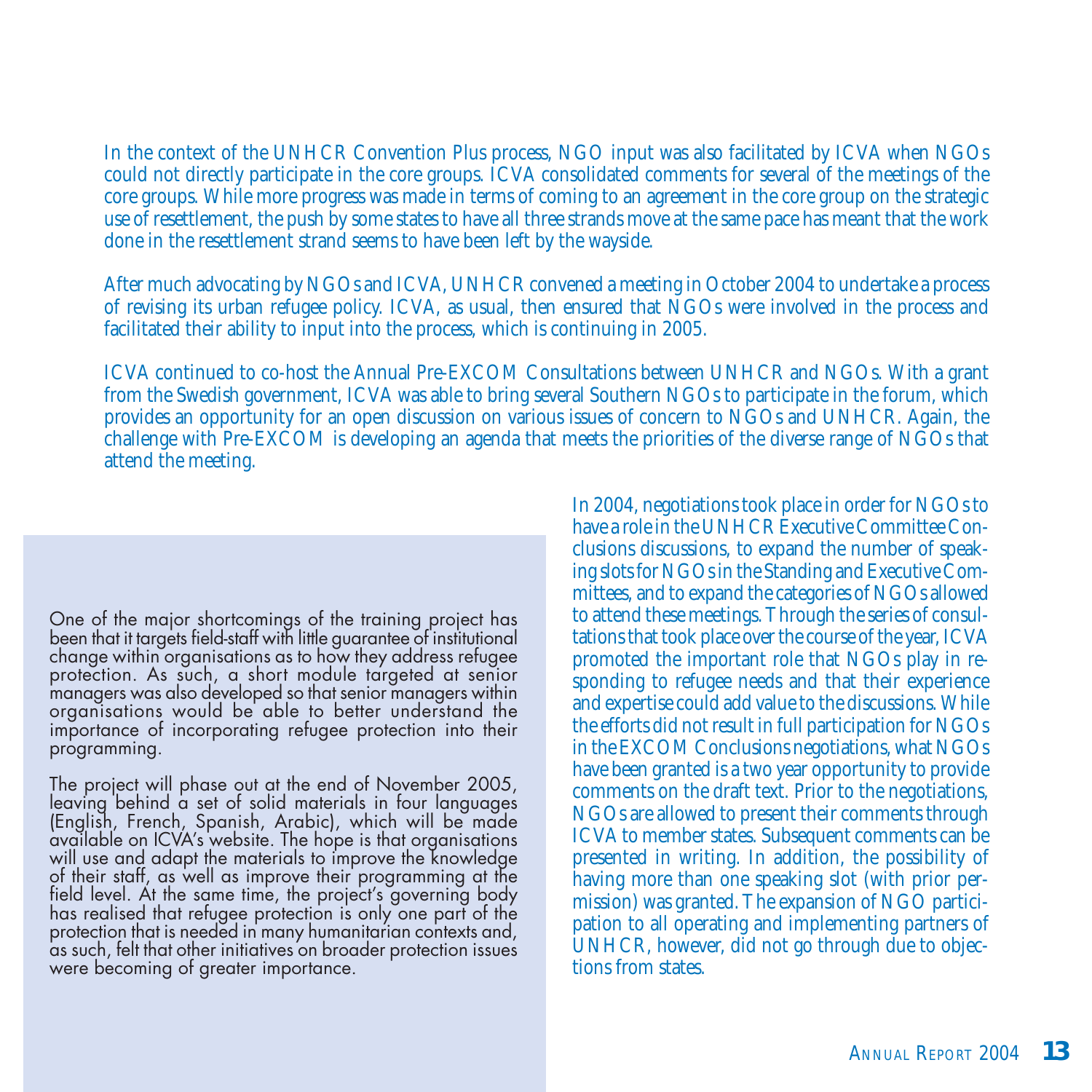In the context of the UNHCR Convention Plus process, NGO input was also facilitated by ICVA when NGOs could not directly participate in the core groups. ICVA consolidated comments for several of the meetings of the core groups. While more progress was made in terms of coming to an agreement in the core group on the strategic use of resettlement, the push by some states to have all three strands move at the same pace has meant that the work done in the resettlement strand seems to have been left by the wayside.

After much advocating by NGOs and ICVA, UNHCR convened a meeting in October 2004 to undertake a process of revising its urban refugee policy. ICVA, as usual, then ensured that NGOs were involved in the process and facilitated their ability to input into the process, which is continuing in 2005.

ICVA continued to co-host the Annual Pre-EXCOM Consultations between UNHCR and NGOs. With a grant from the Swedish government, ICVA was able to bring several Southern NGOs to participate in the forum, which provides an opportunity for an open discussion on various issues of concern to NGOs and UNHCR. Again, the challenge with Pre-EXCOM is developing an agenda that meets the priorities of the diverse range of NGOs that attend the meeting.

One of the major shortcomings of the training project has been that it targets field-staff with little guarantee of institutional change within organisations as to how they address refugee protection. As such, a short module targeted at senior managers was also developed so that senior managers within organisations would be able to better understand the importance of incorporating refugee protection into their programming.

The project will phase out at the end of November 2005, leaving behind a set of solid materials in four languages (English, French, Spanish, Arabic), which will be made available on ICVA's website. The hope is that organisations will use and adapt the materials to improve the knowledge of their staff, as well as improve their programming at the field level. At the same time, the project's governing body has realised that refugee protection is only one part of the protection that is needed in many humanitarian contexts and, as such, felt that other initiatives on broader protection issues were becoming of greater importance.

In 2004, negotiations took place in order for NGOs to have a role in the UNHCR Executive Committee Conclusions discussions, to expand the number of speaking slots for NGOs in the Standing and Executive Committees, and to expand the categories of NGOs allowed to attend these meetings. Through the series of consultations that took place over the course of the year, ICVA promoted the important role that NGOs play in responding to refugee needs and that their experience and expertise could add value to the discussions. While the efforts did not result in full participation for NGOs in the EXCOM Conclusions negotiations, what NGOs have been granted is a two year opportunity to provide comments on the draft text. Prior to the negotiations, NGOs are allowed to present their comments through ICVA to member states. Subsequent comments can be presented in writing. In addition, the possibility of having more than one speaking slot (with prior permission) was granted. The expansion of NGO participation to all operating and implementing partners of UNHCR, however, did not go through due to objections from states.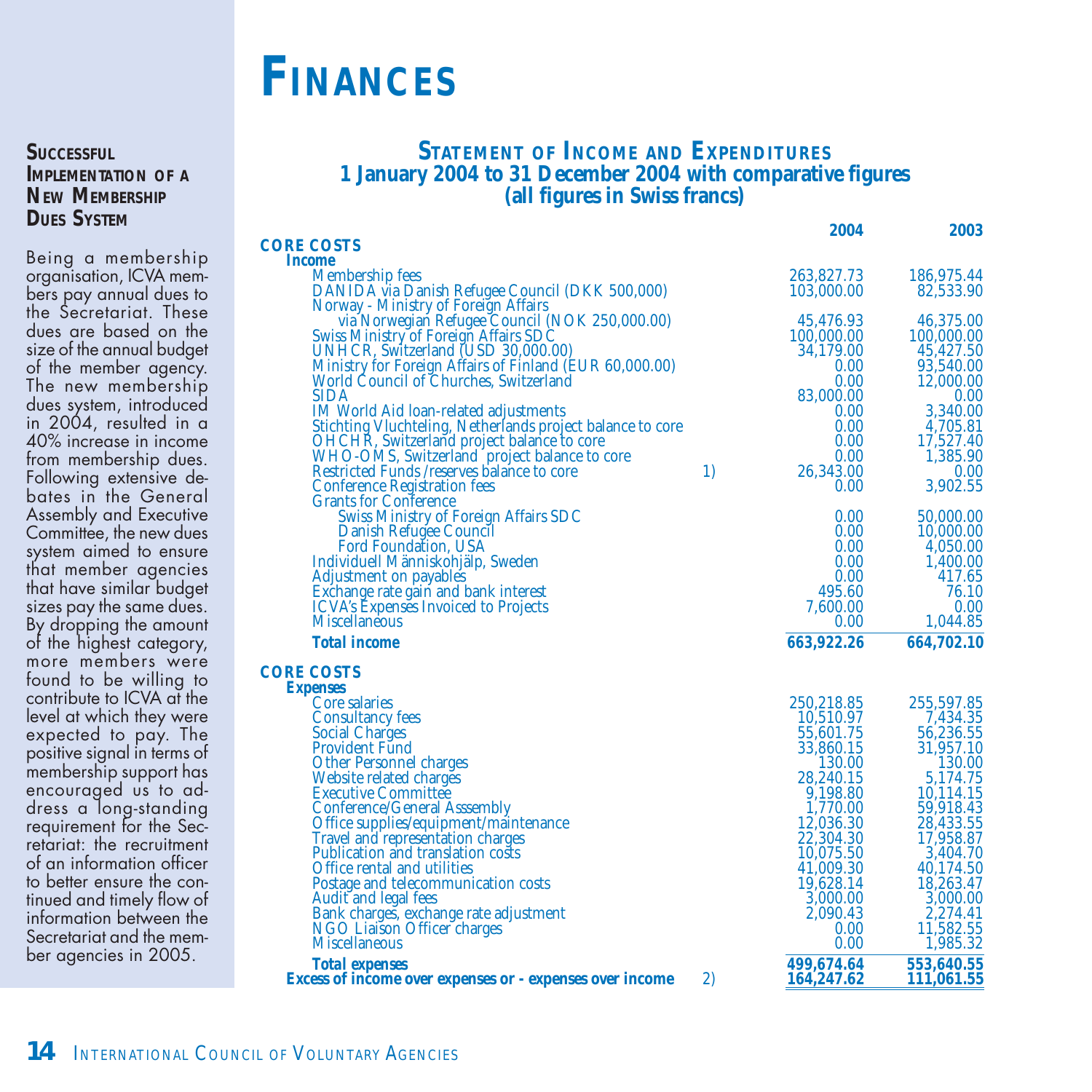# FINANCES

### SUCCESSFUL IMPLEMENTATION OF A NEW MEMBERSHIP DUES SYSTEM

Being a membership organisation, ICVA members pay annual dues to the Secretariat. These dues are based on the size of the annual budget of the member agency. The new membership dues system, introduced in 2004, resulted in a 40% increase in income from membership dues. Following extensive debates in the General Assembly and Executive Committee, the new dues system aimed to ensure that member agencies that have similar budget sizes pay the same dues. By dropping the amount of the highest category, more members were found to be willing to contribute to ICVA at the level at which they were expected to pay. The positive signal in terms of membership support has encouraged us to address a long-standing requirement for the Secretariat: the recruitment of an information officer to better ensure the continued and timely flow of information between the Secretariat and the member agencies in 2005.

## STATEMENT OF INCOME AND EXPENDITURES
### 1 January 2004 to 31 December 2004 with comparative figures
### (all figures in Swiss francs)

| | | 2004 | 2003 |
|---|---|---|---|
| **CORE COSTS** | | | |
| ***Income*** | | | |
| Membership fees | | 263,827.73 | 186,975.44 |
| DANIDA via Danish Refugee Council (DKK 500,000) | | 103,000.00 | 82,533.90 |
| Norway - Ministry of Foreign Affairs via Norwegian Refugee Council (NOK 250,000.00) | | 45,476.93 | 46,375.00 |
| Swiss Ministry of Foreign Affairs SDC | | 100,000.00 | 100,000.00 |
| UNHCR, Switzerland (USD 30,000.00) | | 34,179.00 | 45,427.50 |
| Ministry for Foreign Affairs of Finland (EUR 60,000.00) | | 0.00 | 93,540.00 |
| World Council of Churches, Switzerland | | 0.00 | 12,000.00 |
| SIDA | | 83,000.00 | 0.00 |
| IM World Aid loan-related adjustments | | 0.00 | 3,340.00 |
| Stichting Vluchteling, Netherlands project balance to core | | 0.00 | 4,705.81 |
| OHCHR, Switzerland project balance to core | | 0.00 | 17,527.40 |
| WHO-OMS, Switzerland project balance to core | | 0.00 | 1,385.90 |
| Restricted Funds /reserves balance to core | 1) | 26,343.00 | 0.00 |
| Conference Registration fees | | 0.00 | 3,902.55 |
| Grants for Conference | | | |
| Swiss Ministry of Foreign Affairs SDC | | 0.00 | 50,000.00 |
| Danish Refugee Council | | 0.00 | 10,000.00 |
| Ford Foundation, USA | | 0.00 | 4,050.00 |
| Individuell Människohjälp, Sweden | | 0.00 | 1,400.00 |
| Adjustment on payables | | 0.00 | 417.65 |
| Exchange rate gain and bank interest | | 495.60 | 76.10 |
| ICVA's Expenses Invoiced to Projects | | 7,600.00 | 0.00 |
| Miscellaneous | | 0.00 | 1,044.85 |
| **Total income** | | **663,922.26** | **664,702.10** |
| **CORE COSTS** | | | |
| ***Expenses*** | | | |
| Core salaries | | 250,218.85 | 255,597.85 |
| Consultancy fees | | 10,510.97 | 7,434.35 |
| Social Charges | | 55,601.75 | 56,236.55 |
| Provident Fund | | 33,860.15 | 31,957.10 |
| Other Personnel charges | | 130.00 | 130.00 |
| Website related charges | | 28,240.15 | 5,174.75 |
| Executive Committee | | 9,198.80 | 10,114.15 |
| Conference/General Asssembly | | 1,770.00 | 59,918.43 |
| Office supplies/equipment/maintenance | | 12,036.30 | 28,433.55 |
| Travel and representation charges | | 22,304.30 | 17,958.87 |
| Publication and translation costs | | 10,075.50 | 3,404.70 |
| Office rental and utilities | | 41,009.30 | 40,174.50 |
| Postage and telecommunication costs | | 19,628.14 | 18,263.47 |
| Audit and legal fees | | 3,000.00 | 3,000.00 |
| Bank charges, exchange rate adjustment | | 2,090.43 | 2,274.41 |
| NGO Liaison Officer charges | | 0.00 | 11,582.55 |
| Miscellaneous | | 0.00 | 1,985.32 |
| ***Total expenses*** | | **499,674.64** | **553,640.55** |
| **Excess of income over expenses or - expenses over income** | 2) | **164,247.62** | **111,061.55** |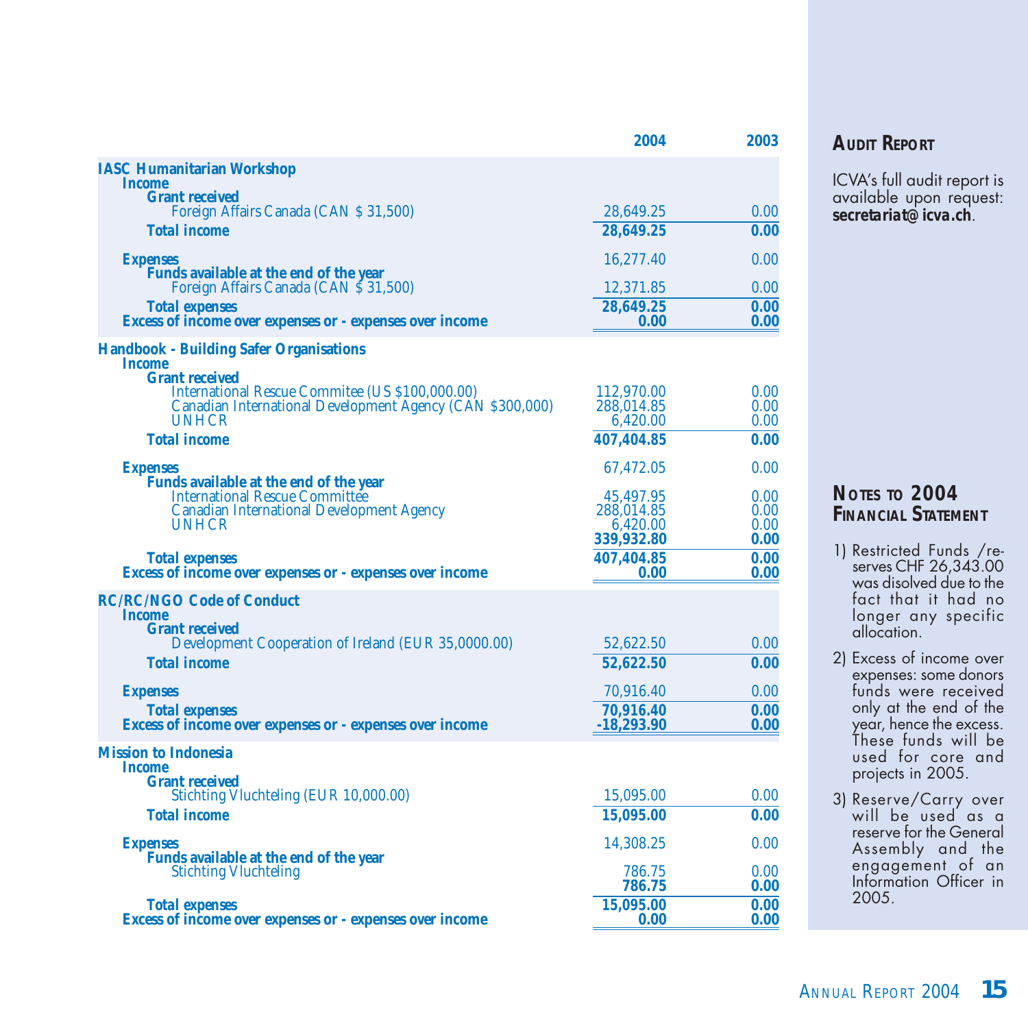| | 2004 | 2003 |
|---|---|---|
| **IASC Humanitarian Workshop** | | |
| **Income** | | |
| **Grant received** | | |
| Foreign Affairs Canada (CAN $ 31,500) | 28,649.25 | 0.00 |
| **Total income** | **28,649.25** | **0.00** |
| **Expenses** | 16,277.40 | 0.00 |
| **Funds available at the end of the year** | | |
| Foreign Affairs Canada (CAN $ 31,500) | 12,371.85 | 0.00 |
| **Total expenses** | **28,649.25** | **0.00** |
| **Excess of income over expenses or - expenses over income** | **0.00** | **0.00** |
| **Handbook - Building Safer Organisations** | | |
| **Income** | | |
| **Grant received** | | |
| International Rescue Commitee (US $100,000.00) | 112,970.00 | 0.00 |
| Canadian International Development Agency (CAN $300,000) | 288,014.85 | 0.00 |
| UNHCR | 6,420.00 | 0.00 |
| **Total income** | **407,404.85** | **0.00** |
| **Expenses** | 67,472.05 | 0.00 |
| **Funds available at the end of the year** | | |
| International Rescue Committee | 45,497.95 | 0.00 |
| Canadian International Development Agency | 288,014.85 | 0.00 |
| UNHCR | 6,420.00 | 0.00 |
| | **339,932.80** | **0.00** |
| **Total expenses** | **407,404.85** | **0.00** |
| **Excess of income over expenses or - expenses over income** | **0.00** | **0.00** |
| **RC/RC/NGO Code of Conduct** | | |
| **Income** | | |
| **Grant received** | | |
| Development Cooperation of Ireland (EUR 35,0000.00) | 52,622.50 | 0.00 |
| **Total income** | **52,622.50** | **0.00** |
| **Expenses** | 70,916.40 | 0.00 |
| **Total expenses** | **70,916.40** | **0.00** |
| **Excess of income over expenses or - expenses over income** | **-18,293.90** | **0.00** |
| **Mission to Indonesia** | | |
| **Income** | | |
| **Grant received** | | |
| Stichting Vluchteling (EUR 10,000.00) | 15,095.00 | 0.00 |
| **Total income** | **15,095.00** | **0.00** |
| **Expenses** | 14,308.25 | 0.00 |
| **Funds available at the end of the year** | | |
| Stichting Vluchteling | 786.75 | 0.00 |
| | **786.75** | **0.00** |
| **Total expenses** | **15,095.00** | **0.00** |
| **Excess of income over expenses or - expenses over income** | **0.00** | **0.00** |

## Audit Report

ICVA's full audit report is available upon request: **secretariat@icva.ch**.

## Notes to 2004 Financial Statement

1) Restricted Funds /reserves CHF 26,343.00 was disolved due to the fact that it had no longer any specific allocation.
2) Excess of income over expenses: some donors funds were received only at the end of the year, hence the excess. These funds will be used for core and projects in 2005.
3) Reserve/Carry over will be used as a reserve for the General Assembly and the engagement of an Information Officer in 2005.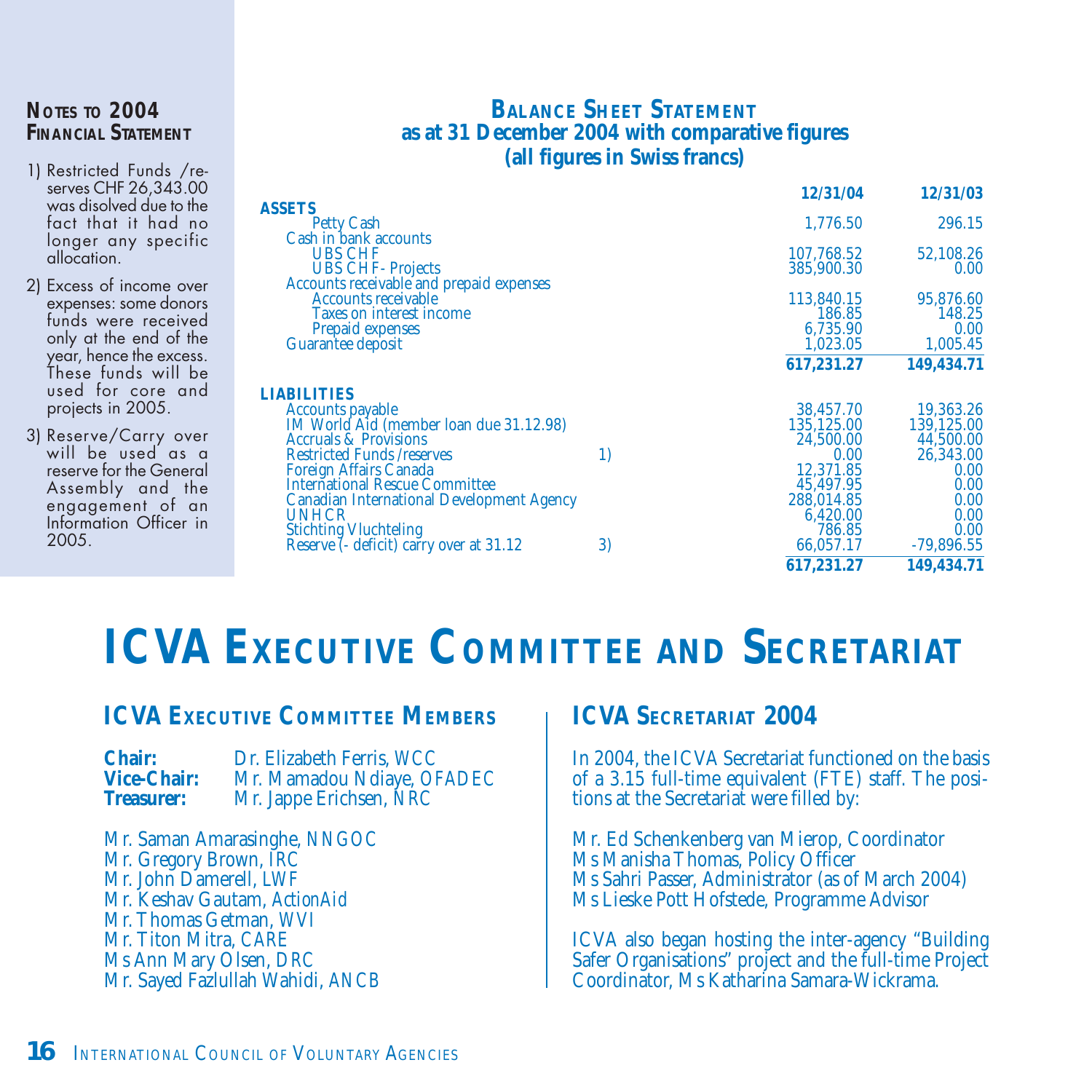## Notes to 2004 Financial Statement

1) Restricted Funds /reserves CHF 26,343.00 was disolved due to the fact that it had no longer any specific allocation.

2) Excess of income over expenses: some donors funds were received only at the end of the year, hence the excess. These funds will be used for core and projects in 2005.

3) Reserve/Carry over will be used as a reserve for the General Assembly and the engagement of an Information Officer in 2005.

## Balance Sheet Statement
**as at 31 December 2004 with comparative figures**
**(all figures in Swiss francs)**

| | | 12/31/04 | 12/31/03 |
|---|---|---|---|
| **ASSETS** | | | |
| Petty Cash | | 1,776.50 | 296.15 |
| Cash in bank accounts | | | |
| UBS CHF | | 107,768.52 | 52,108.26 |
| UBS CHF- Projects | | 385,900.30 | 0.00 |
| Accounts receivable and prepaid expenses | | | |
| Accounts receivable | | 113,840.15 | 95,876.60 |
| Taxes on interest income | | 186.85 | 148.25 |
| Prepaid expenses | | 6,735.90 | 0.00 |
| Guarantee deposit | | 1,023.05 | 1,005.45 |
| | | **617,231.27** | **149,434.71** |
| **LIABILITIES** | | | |
| Accounts payable | | 38,457.70 | 19,363.26 |
| IM World Aid (member loan due 31.12.98) | | 135,125.00 | 139,125.00 |
| Accruals & Provisions | | 24,500.00 | 44,500.00 |
| Restricted Funds /reserves | 1) | 0.00 | 26,343.00 |
| Foreign Affairs Canada | | 12,371.85 | 0.00 |
| International Rescue Committee | | 45,497.95 | 0.00 |
| Canadian International Development Agency | | 288,014.85 | 0.00 |
| UNHCR | | 6,420.00 | 0.00 |
| Stichting Vluchteling | | 786.85 | 0.00 |
| Reserve (- deficit) carry over at 31.12 | 3) | 66,057.17 | -79,896.55 |
| | | **617,231.27** | **149,434.71** |

# ICVA Executive Committee and Secretariat

## ICVA Executive Committee Members

**Chair:** Dr. Elizabeth Ferris, WCC
**Vice-Chair:** Mr. Mamadou Ndiaye, OFADEC
**Treasurer:** Mr. Jappe Erichsen, NRC

Mr. Saman Amarasinghe, NNGOC
Mr. Gregory Brown, IRC
Mr. John Damerell, LWF
Mr. Keshav Gautam, ActionAid
Mr. Thomas Getman, WVI
Mr. Titon Mitra, CARE
Ms Ann Mary Olsen, DRC
Mr. Sayed Fazlullah Wahidi, ANCB

## ICVA Secretariat 2004

In 2004, the ICVA Secretariat functioned on the basis of a 3.15 full-time equivalent (FTE) staff. The positions at the Secretariat were filled by:

Mr. Ed Schenkenberg van Mierop, Coordinator
Ms Manisha Thomas, Policy Officer
Ms Sahri Passer, Administrator (as of March 2004)
Ms Lieske Pott Hofstede, Programme Advisor

ICVA also began hosting the inter-agency "Building Safer Organisations" project and the full-time Project Coordinator, Ms Katharina Samara-Wickrama.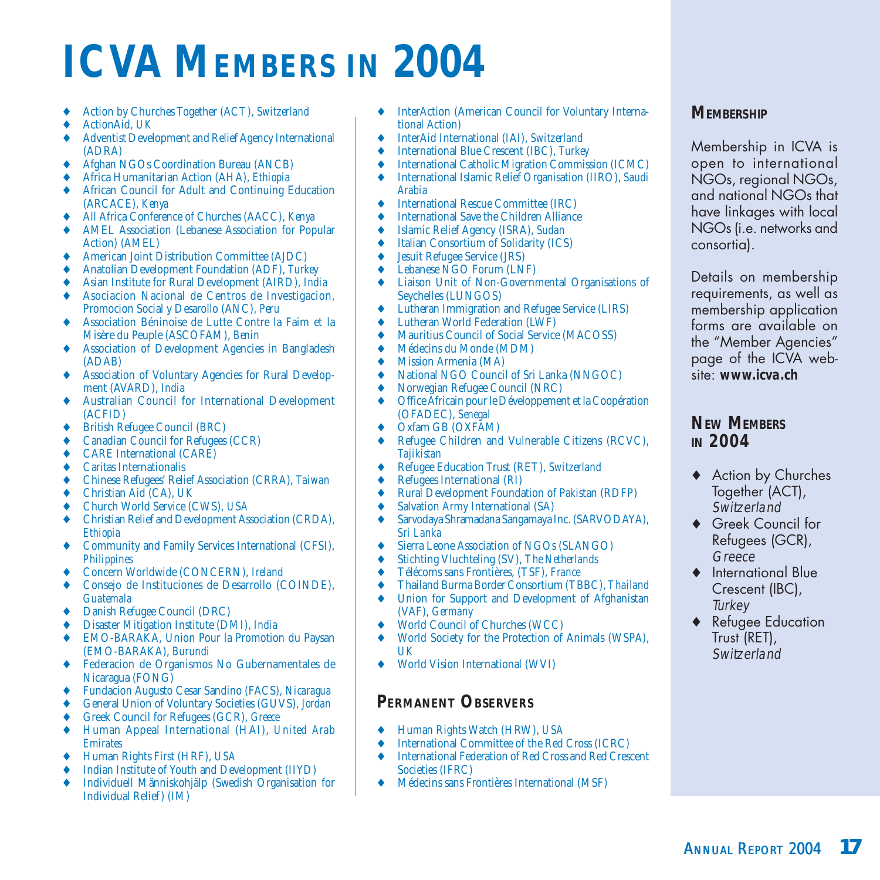# ICVA MEMBERS IN 2004

- Action by Churches Together (ACT), *Switzerland*
- ActionAid, *UK*
- Adventist Development and Relief Agency International (ADRA)
- Afghan NGOs Coordination Bureau (ANCB)
- Africa Humanitarian Action (AHA), *Ethiopia*
- African Council for Adult and Continuing Education (ARCACE), *Kenya*
- All Africa Conference of Churches (AACC), *Kenya*
- AMEL Association (Lebanese Association for Popular Action) (AMEL)
- American Joint Distribution Committee (AJDC)
- Anatolian Development Foundation (ADF), *Turkey*
- Asian Institute for Rural Development (AIRD), *India*
- Asociacion Nacional de Centros de Investigacion, Promocion Social y Desarollo (ANC), *Peru*
- Association Béninoise de Lutte Contre la Faim et la Misère du Peuple (ASCOFAM), *Benin*
- Association of Development Agencies in Bangladesh (ADAB)
- Association of Voluntary Agencies for Rural Development (AVARD), *India*
- Australian Council for International Development (ACFID)
- British Refugee Council (BRC)
- Canadian Council for Refugees (CCR)
- CARE International (CARE)
- Caritas Internationalis
- Chinese Refugees' Relief Association (CRRA), *Taiwan*
- Christian Aid (CA), *UK*
- Church World Service (CWS), *USA*
- Christian Relief and Development Association (CRDA), *Ethiopia*
- Community and Family Services International (CFSI), *Philippines*
- Concern Worldwide (CONCERN), *Ireland*
- Consejo de Instituciones de Desarrollo (COINDE), *Guatemala*
- Danish Refugee Council (DRC)
- Disaster Mitigation Institute (DMI), *India*
- EMO-BARAKA, Union Pour la Promotion du Paysan (EMO-BARAKA), *Burundi*
- Federacion de Organismos No Gubernamentales de Nicaragua (FONG)
- Fundacion Augusto Cesar Sandino (FACS), *Nicaragua*
- General Union of Voluntary Societies (GUVS), *Jordan*
- Greek Council for Refugees (GCR), *Greece*
- Human Appeal International (HAI), *United Arab Emirates*
- Human Rights First (HRF), *USA*
- Indian Institute of Youth and Development (IIYD)
- Individuell Människohjälp (Swedish Organisation for Individual Relief) (IM)
- InterAction (American Council for Voluntary International Action)
- InterAid International (IAI), *Switzerland*
- International Blue Crescent (IBC), *Turkey*
- International Catholic Migration Commission (ICMC)
- International Islamic Relief Organisation (IIRO), *Saudi Arabia*
- International Rescue Committee (IRC)
- International Save the Children Alliance
- Islamic Relief Agency (ISRA), *Sudan*
- Italian Consortium of Solidarity (ICS)
- Jesuit Refugee Service (JRS)
- Lebanese NGO Forum (LNF)
- Liaison Unit of Non-Governmental Organisations of Seychelles (LUNGOS)
- Lutheran Immigration and Refugee Service (LIRS)
- Lutheran World Federation (LWF)
- Mauritius Council of Social Service (MACOSS)
- Médecins du Monde (MDM)
- Mission Armenia (MA)
- National NGO Council of Sri Lanka (NNGOC)
- Norwegian Refugee Council (NRC)
- Office Africain pour le Développement et la Coopération (OFADEC), *Senegal*
- Oxfam GB (OXFAM)
- Refugee Children and Vulnerable Citizens (RCVC), *Tajikistan*
- Refugee Education Trust (RET), *Switzerland*
- Refugees International (RI)
- Rural Development Foundation of Pakistan (RDFP)
- Salvation Army International (SA)
- Sarvodaya Shramadana Sangamaya Inc. (SARVODAYA), *Sri Lanka*
- Sierra Leone Association of NGOs (SLANGO)
- Stichting Vluchteling (SV), *The Netherlands*
- Télécoms sans Frontières, (TSF), *France*
- Thailand Burma Border Consortium (TBBC), *Thailand*
- Union for Support and Development of Afghanistan (VAF), *Germany*
- World Council of Churches (WCC)
- World Society for the Protection of Animals (WSPA), *UK*
- World Vision International (WVI)

## PERMANENT OBSERVERS

- Human Rights Watch (HRW), *USA*
- International Committee of the Red Cross (ICRC)
- International Federation of Red Cross and Red Crescent Societies (IFRC)
- Médecins sans Frontières International (MSF)

## MEMBERSHIP

Membership in ICVA is open to international NGOs, regional NGOs, and national NGOs that have linkages with local NGOs (i.e. networks and consortia).

Details on membership requirements, as well as membership application forms are available on the "Member Agencies" page of the ICVA web-site: **www.icva.ch**

## NEW MEMBERS IN 2004

- Action by Churches Together (ACT), *Switzerland*
- Greek Council for Refugees (GCR), *Greece*
- International Blue Crescent (IBC), *Turkey*
- Refugee Education Trust (RET), *Switzerland*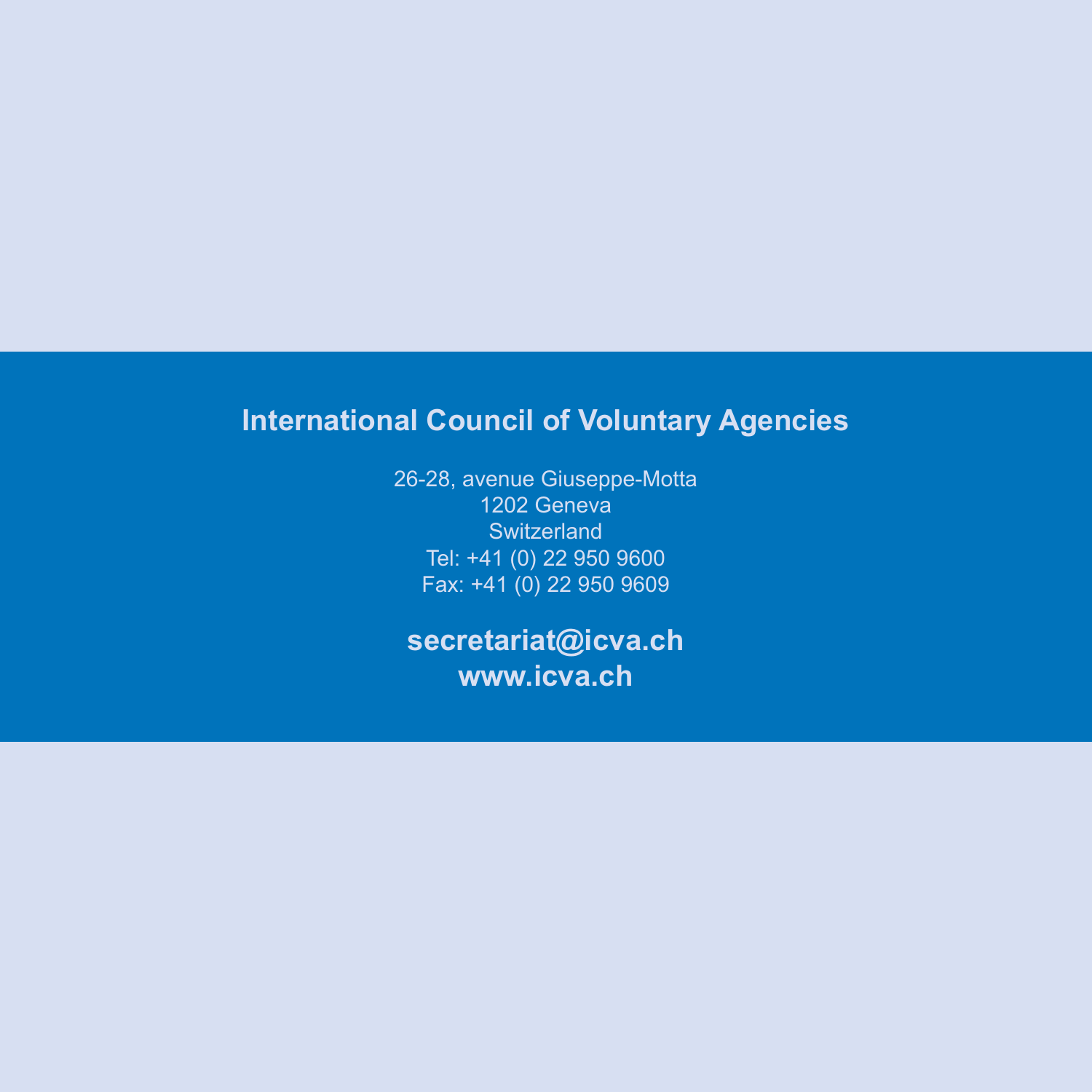**International Council of Voluntary Agencies**

26-28, avenue Giuseppe-Motta
1202 Geneva
Switzerland
Tel: +41 (0) 22 950 9600
Fax: +41 (0) 22 950 9609

**secretariat@icva.ch**
**www.icva.ch**